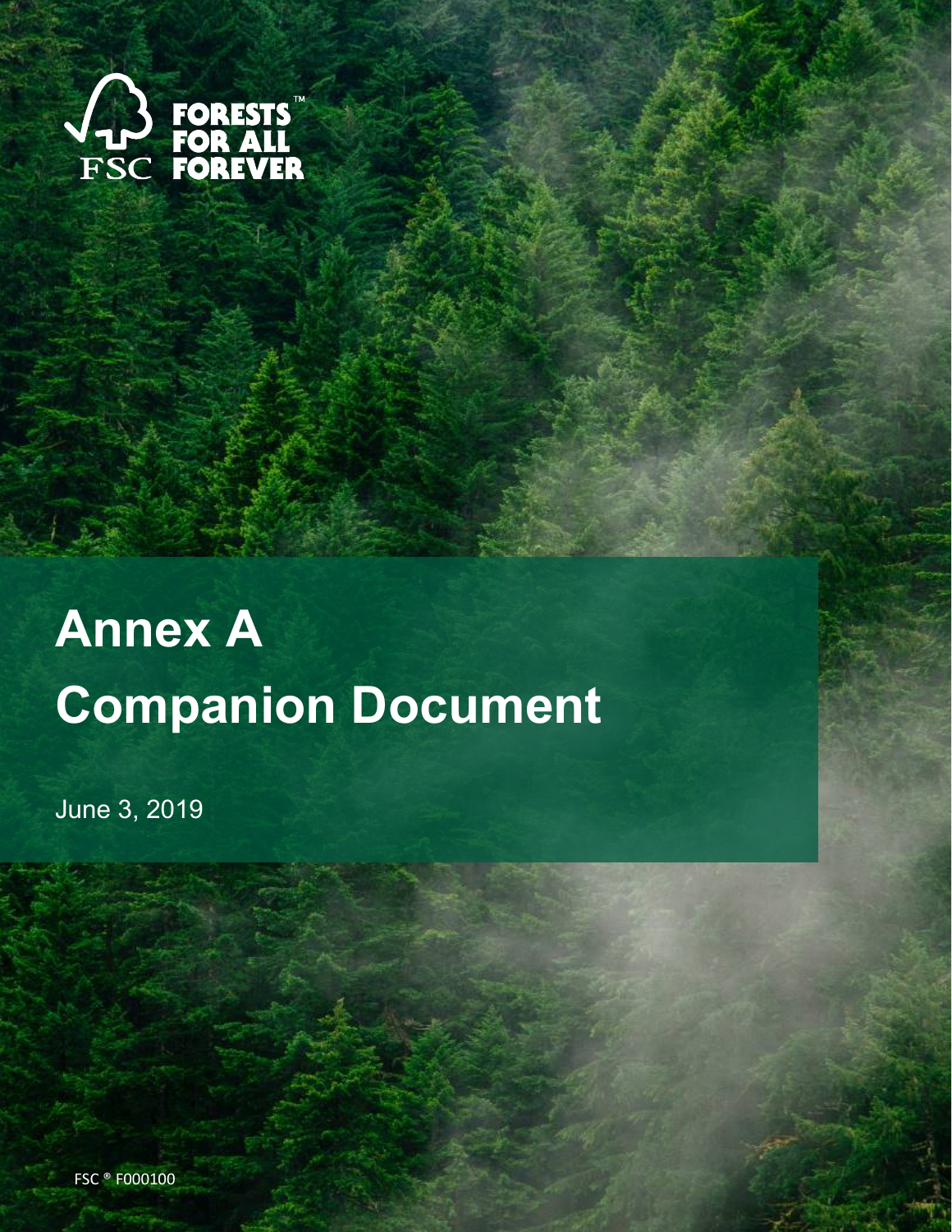FORESTS FOR ALL FOREVER™

FSC

# Annex A

# Companion Document

June 3, 2019

FSC ® F000100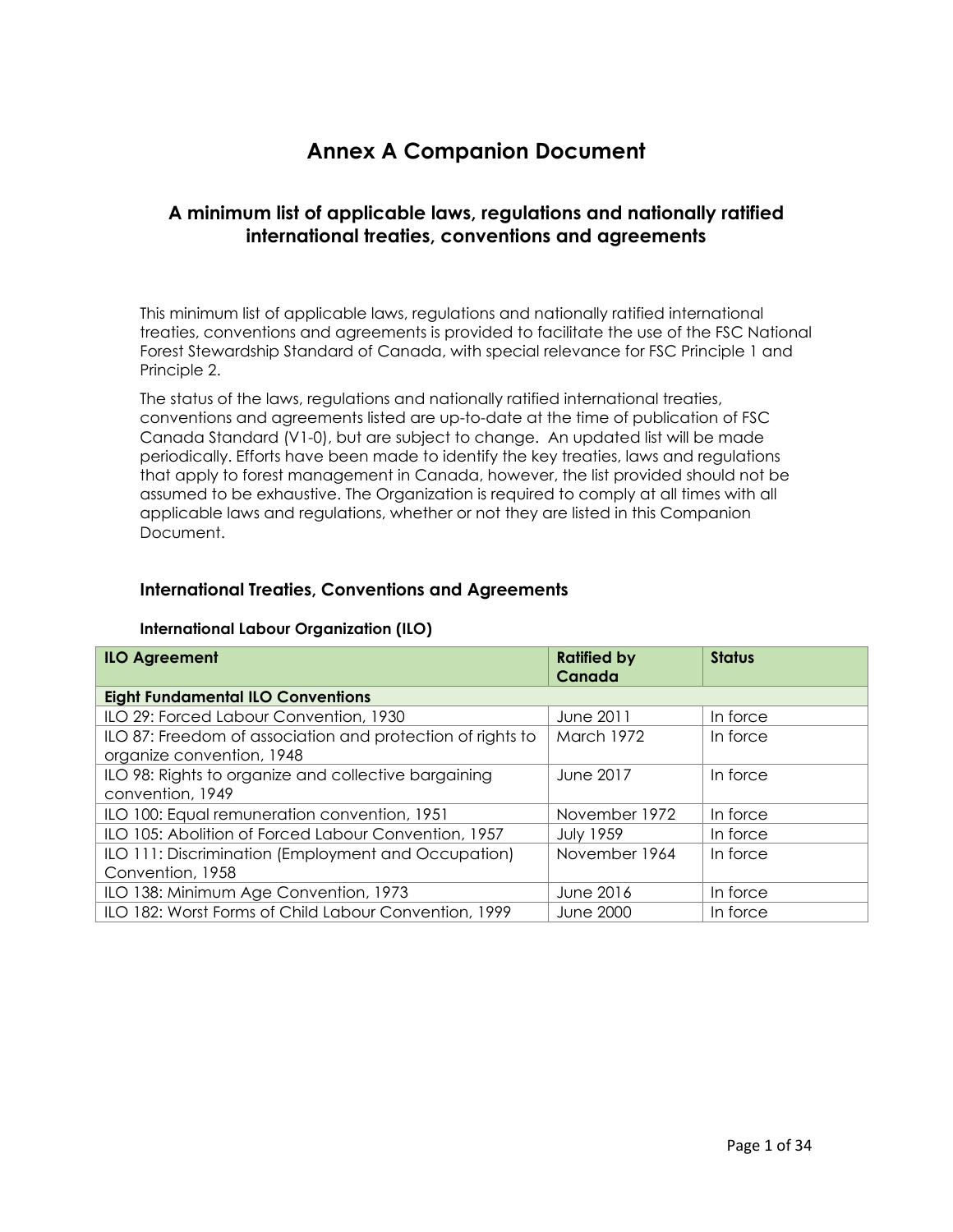# Annex A Companion Document

## A minimum list of applicable laws, regulations and nationally ratified international treaties, conventions and agreements

This minimum list of applicable laws, regulations and nationally ratified international treaties, conventions and agreements is provided to facilitate the use of the FSC National Forest Stewardship Standard of Canada, with special relevance for FSC Principle 1 and Principle 2.

The status of the laws, regulations and nationally ratified international treaties, conventions and agreements listed are up-to-date at the time of publication of FSC Canada Standard (V1-0), but are subject to change. An updated list will be made periodically. Efforts have been made to identify the key treaties, laws and regulations that apply to forest management in Canada, however, the list provided should not be assumed to be exhaustive. The Organization is required to comply at all times with all applicable laws and regulations, whether or not they are listed in this Companion Document.

### International Treaties, Conventions and Agreements

#### International Labour Organization (ILO)

| ILO Agreement | Ratified by Canada | Status |
|---|---|---|
| **Eight Fundamental ILO Conventions** | | |
| ILO 29: Forced Labour Convention, 1930 | June 2011 | In force |
| ILO 87: Freedom of association and protection of rights to organize convention, 1948 | March 1972 | In force |
| ILO 98: Rights to organize and collective bargaining convention, 1949 | June 2017 | In force |
| ILO 100: Equal remuneration convention, 1951 | November 1972 | In force |
| ILO 105: Abolition of Forced Labour Convention, 1957 | July 1959 | In force |
| ILO 111: Discrimination (Employment and Occupation) Convention, 1958 | November 1964 | In force |
| ILO 138: Minimum Age Convention, 1973 | June 2016 | In force |
| ILO 182: Worst Forms of Child Labour Convention, 1999 | June 2000 | In force |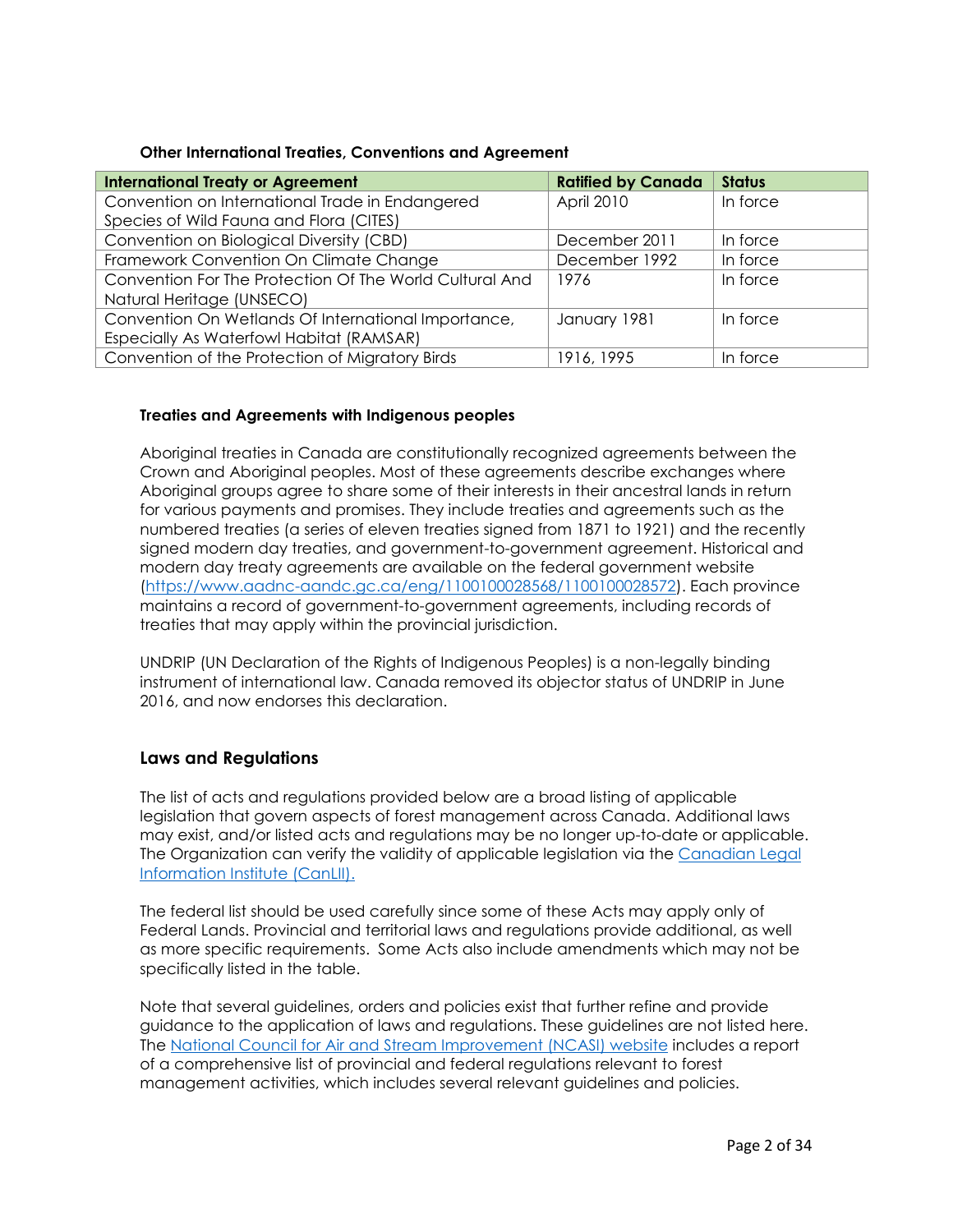**Other International Treaties, Conventions and Agreement**

| International Treaty or Agreement | Ratified by Canada | Status |
|---|---|---|
| Convention on International Trade in Endangered Species of Wild Fauna and Flora (CITES) | April 2010 | In force |
| Convention on Biological Diversity (CBD) | December 2011 | In force |
| Framework Convention On Climate Change | December 1992 | In force |
| Convention For The Protection Of The World Cultural And Natural Heritage (UNSECO) | 1976 | In force |
| Convention On Wetlands Of International Importance, Especially As Waterfowl Habitat (RAMSAR) | January 1981 | In force |
| Convention of the Protection of Migratory Birds | 1916, 1995 | In force |

**Treaties and Agreements with Indigenous peoples**

Aboriginal treaties in Canada are constitutionally recognized agreements between the Crown and Aboriginal peoples. Most of these agreements describe exchanges where Aboriginal groups agree to share some of their interests in their ancestral lands in return for various payments and promises. They include treaties and agreements such as the numbered treaties (a series of eleven treaties signed from 1871 to 1921) and the recently signed modern day treaties, and government-to-government agreement. Historical and modern day treaty agreements are available on the federal government website (https://www.aadnc-aandc.gc.ca/eng/1100100028568/1100100028572). Each province maintains a record of government-to-government agreements, including records of treaties that may apply within the provincial jurisdiction.

UNDRIP (UN Declaration of the Rights of Indigenous Peoples) is a non-legally binding instrument of international law. Canada removed its objector status of UNDRIP in June 2016, and now endorses this declaration.

## Laws and Regulations

The list of acts and regulations provided below are a broad listing of applicable legislation that govern aspects of forest management across Canada. Additional laws may exist, and/or listed acts and regulations may be no longer up-to-date or applicable. The Organization can verify the validity of applicable legislation via the Canadian Legal Information Institute (CanLII).

The federal list should be used carefully since some of these Acts may apply only of Federal Lands. Provincial and territorial laws and regulations provide additional, as well as more specific requirements. Some Acts also include amendments which may not be specifically listed in the table.

Note that several guidelines, orders and policies exist that further refine and provide guidance to the application of laws and regulations. These guidelines are not listed here. The National Council for Air and Stream Improvement (NCASI) website includes a report of a comprehensive list of provincial and federal regulations relevant to forest management activities, which includes several relevant guidelines and policies.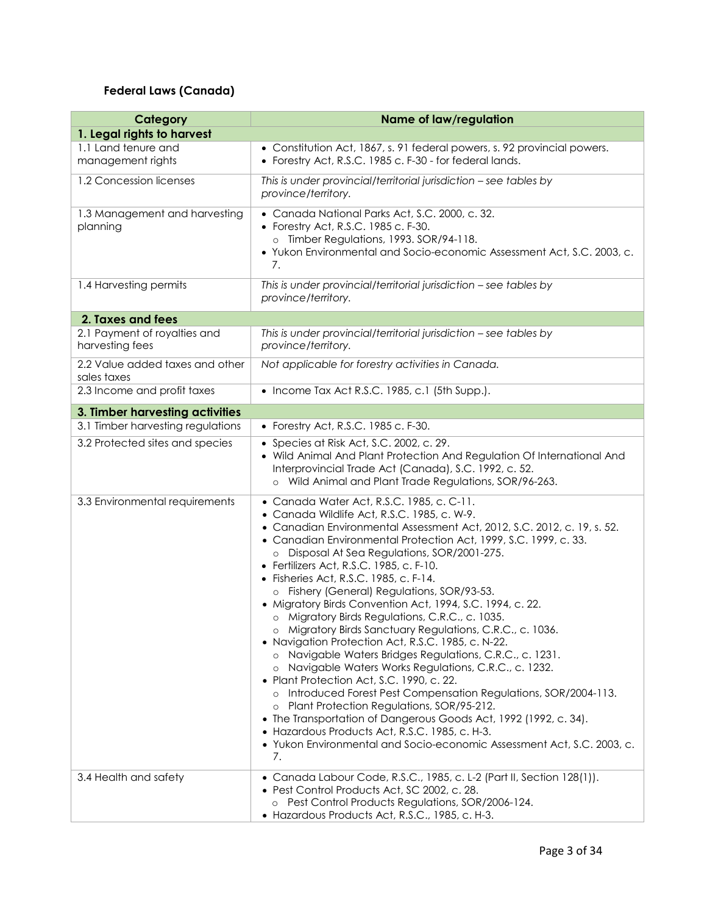### Federal Laws (Canada)

| Category | Name of law/regulation |
| --- | --- |
| **1. Legal rights to harvest** | |
| 1.1 Land tenure and management rights | • Constitution Act, 1867, s. 91 federal powers, s. 92 provincial powers.<br>• Forestry Act, R.S.C. 1985 c. F-30 - for federal lands. |
| 1.2 Concession licenses | *This is under provincial/territorial jurisdiction – see tables by province/territory.* |
| 1.3 Management and harvesting planning | • Canada National Parks Act, S.C. 2000, c. 32.<br>• Forestry Act, R.S.C. 1985 c. F-30.<br>&nbsp;&nbsp;&nbsp;&nbsp;○ Timber Regulations, 1993. SOR/94-118.<br>• Yukon Environmental and Socio-economic Assessment Act, S.C. 2003, c. 7. |
| 1.4 Harvesting permits | *This is under provincial/territorial jurisdiction – see tables by province/territory.* |
| **2. Taxes and fees** | |
| 2.1 Payment of royalties and harvesting fees | *This is under provincial/territorial jurisdiction – see tables by province/territory.* |
| 2.2 Value added taxes and other sales taxes | *Not applicable for forestry activities in Canada.* |
| 2.3 Income and profit taxes | • Income Tax Act R.S.C. 1985, c.1 (5th Supp.). |
| **3. Timber harvesting activities** | |
| 3.1 Timber harvesting regulations | • Forestry Act, R.S.C. 1985 c. F-30. |
| 3.2 Protected sites and species | • Species at Risk Act, S.C. 2002, c. 29.<br>• Wild Animal And Plant Protection And Regulation Of International And Interprovincial Trade Act (Canada), S.C. 1992, c. 52.<br>&nbsp;&nbsp;&nbsp;&nbsp;○ Wild Animal and Plant Trade Regulations, SOR/96-263. |
| 3.3 Environmental requirements | • Canada Water Act, R.S.C. 1985, c. C-11.<br>• Canada Wildlife Act, R.S.C. 1985, c. W-9.<br>• Canadian Environmental Assessment Act, 2012, S.C. 2012, c. 19, s. 52.<br>• Canadian Environmental Protection Act, 1999, S.C. 1999, c. 33.<br>&nbsp;&nbsp;&nbsp;&nbsp;○ Disposal At Sea Regulations, SOR/2001-275.<br>• Fertilizers Act, R.S.C. 1985, c. F-10.<br>• Fisheries Act, R.S.C. 1985, c. F-14.<br>&nbsp;&nbsp;&nbsp;&nbsp;○ Fishery (General) Regulations, SOR/93-53.<br>• Migratory Birds Convention Act, 1994, S.C. 1994, c. 22.<br>&nbsp;&nbsp;&nbsp;&nbsp;○ Migratory Birds Regulations, C.R.C., c. 1035.<br>&nbsp;&nbsp;&nbsp;&nbsp;○ Migratory Birds Sanctuary Regulations, C.R.C., c. 1036.<br>• Navigation Protection Act, R.S.C. 1985, c. N-22.<br>&nbsp;&nbsp;&nbsp;&nbsp;○ Navigable Waters Bridges Regulations, C.R.C., c. 1231.<br>&nbsp;&nbsp;&nbsp;&nbsp;○ Navigable Waters Works Regulations, C.R.C., c. 1232.<br>• Plant Protection Act, S.C. 1990, c. 22.<br>&nbsp;&nbsp;&nbsp;&nbsp;○ Introduced Forest Pest Compensation Regulations, SOR/2004-113.<br>&nbsp;&nbsp;&nbsp;&nbsp;○ Plant Protection Regulations, SOR/95-212.<br>• The Transportation of Dangerous Goods Act, 1992 (1992, c. 34).<br>• Hazardous Products Act, R.S.C. 1985, c. H-3.<br>• Yukon Environmental and Socio-economic Assessment Act, S.C. 2003, c. 7. |
| 3.4 Health and safety | • Canada Labour Code, R.S.C., 1985, c. L-2 (Part II, Section 128(1)).<br>• Pest Control Products Act, SC 2002, c. 28.<br>&nbsp;&nbsp;&nbsp;&nbsp;○ Pest Control Products Regulations, SOR/2006-124.<br>• Hazardous Products Act, R.S.C., 1985, c. H-3. |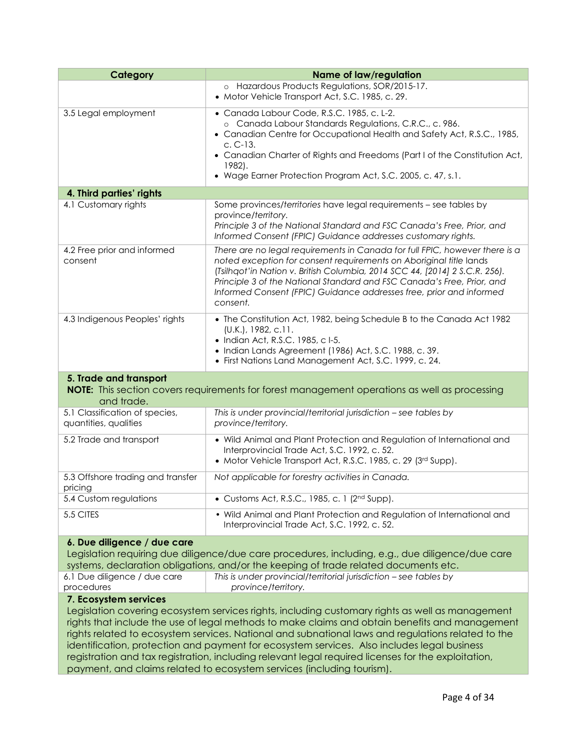| Category | Name of law/regulation |
|---|---|
| | ○ Hazardous Products Regulations, SOR/2015-17.<br>• Motor Vehicle Transport Act, S.C. 1985, c. 29. |
| 3.5 Legal employment | • Canada Labour Code, R.S.C. 1985, c. L-2.<br>○ Canada Labour Standards Regulations, C.R.C., c. 986.<br>• Canadian Centre for Occupational Health and Safety Act, R.S.C., 1985, c. C-13.<br>• Canadian Charter of Rights and Freedoms (Part I of the Constitution Act, 1982).<br>• Wage Earner Protection Program Act, S.C. 2005, c. 47, s.1. |
| **4. Third parties' rights** | |
| 4.1 Customary rights | Some provinces/*territories* have legal requirements – see tables by province/*territory*.<br>*Principle 3 of the National Standard and FSC Canada's Free, Prior, and Informed Consent (FPIC) Guidance addresses customary rights.* |
| 4.2 Free prior and informed consent | *There are no legal requirements in Canada for full FPIC, however there is a noted exception for consent requirements on Aboriginal title* lands *(Tsilhqot'in Nation v. British Columbia, 2014 SCC 44, [2014] 2 S.C.R. 256). Principle 3 of the National Standard and FSC Canada's Free, Prior, and Informed Consent (FPIC) Guidance addresses free, prior and informed consent.* |
| 4.3 Indigenous Peoples' rights | • The Constitution Act, 1982, being Schedule B to the Canada Act 1982 (U.K.), 1982, c.11.<br>• Indian Act, R.S.C. 1985, c I-5.<br>• Indian Lands Agreement (1986) Act, S.C. 1988, c. 39.<br>• First Nations Land Management Act, S.C. 1999, c. 24. |
| **5. Trade and transport**<br>**NOTE:** This section covers requirements for forest management operations as well as processing and trade. | |
| 5.1 Classification of species, quantities, qualities | *This is under provincial/territorial jurisdiction – see tables by province/territory.* |
| 5.2 Trade and transport | • Wild Animal and Plant Protection and Regulation of International and Interprovincial Trade Act, S.C. 1992, c. 52.<br>• Motor Vehicle Transport Act, R.S.C. 1985, c. 29 (3rd Supp). |
| 5.3 Offshore trading and transfer pricing | *Not applicable for forestry activities in Canada.* |
| 5.4 Custom regulations | • Customs Act, R.S.C., 1985, c. 1 (2nd Supp). |
| 5.5 CITES | • Wild Animal and Plant Protection and Regulation of International and Interprovincial Trade Act, S.C. 1992, c. 52. |
| **6. Due diligence / due care**<br>Legislation requiring due diligence/due care procedures, including, e.g., due diligence/due care systems, declaration obligations, and/or the keeping of trade related documents etc. | |
| 6.1 Due diligence / due care procedures | *This is under provincial/territorial jurisdiction – see tables by province/territory.* |
| **7. Ecosystem services**<br>Legislation covering ecosystem services rights, including customary rights as well as management rights that include the use of legal methods to make claims and obtain benefits and management rights related to ecosystem services. National and subnational laws and regulations related to the identification, protection and payment for ecosystem services. Also includes legal business registration and tax registration, including relevant legal required licenses for the exploitation, payment, and claims related to ecosystem services (including tourism). | |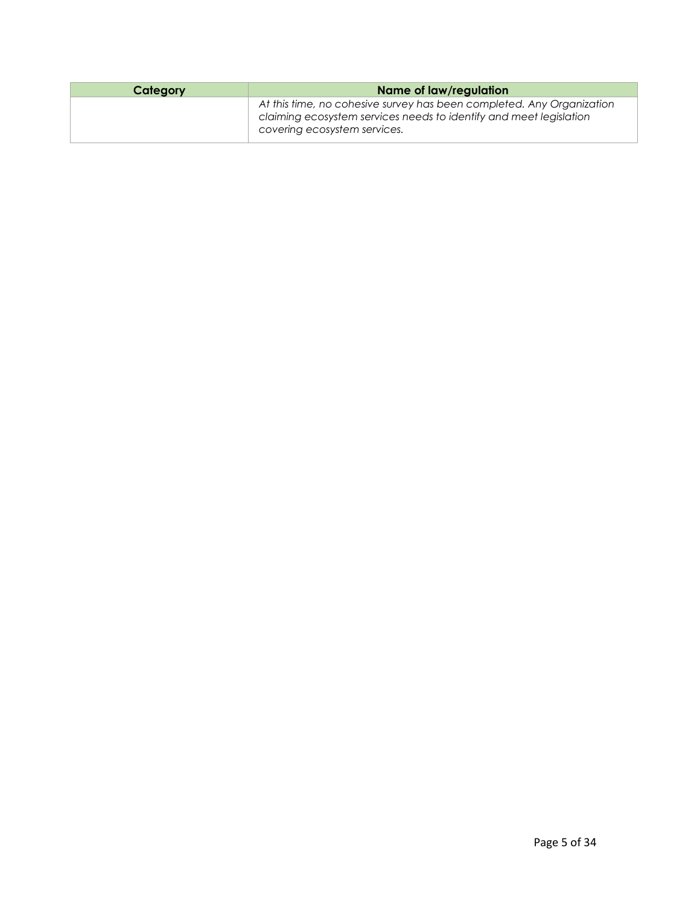| Category | Name of law/regulation |
| --- | --- |
| | *At this time, no cohesive survey has been completed. Any Organization claiming ecosystem services needs to identify and meet legislation covering ecosystem services.* |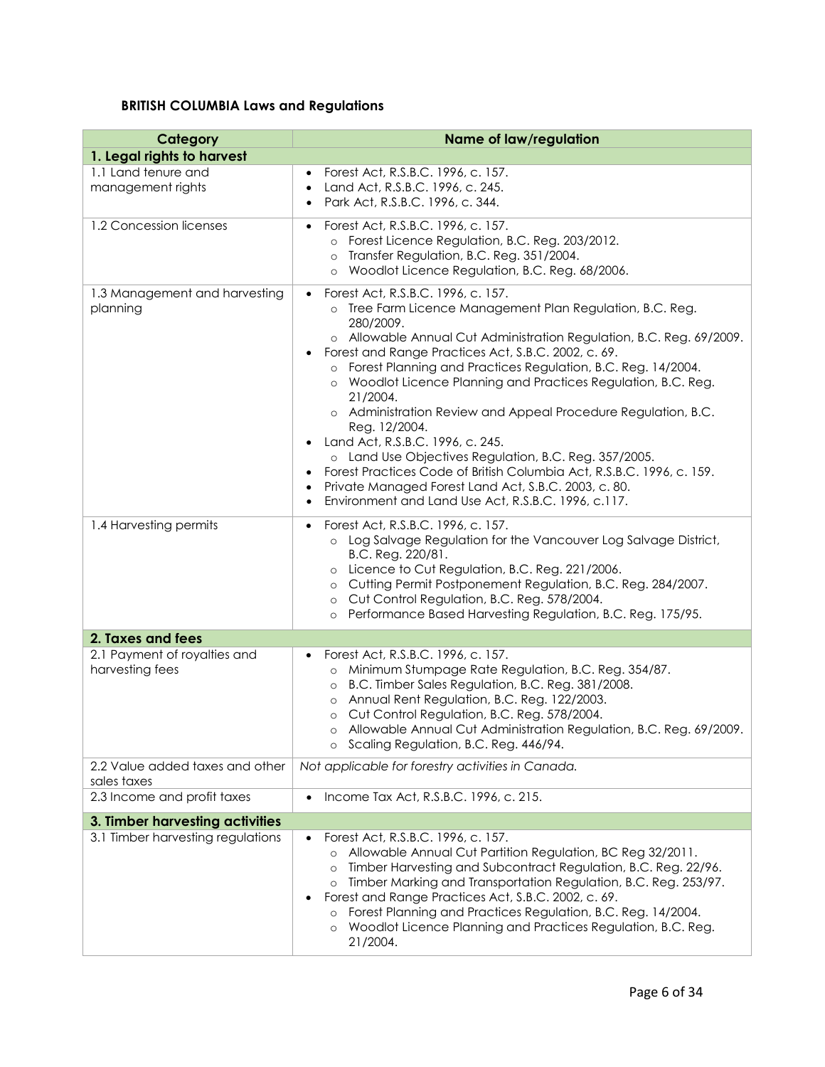**BRITISH COLUMBIA Laws and Regulations**

| Category | Name of law/regulation |
|---|---|
| **1. Legal rights to harvest** | |
| 1.1 Land tenure and management rights | • Forest Act, R.S.B.C. 1996, c. 157.<br>• Land Act, R.S.B.C. 1996, c. 245.<br>• Park Act, R.S.B.C. 1996, c. 344. |
| 1.2 Concession licenses | • Forest Act, R.S.B.C. 1996, c. 157.<br>  ○ Forest Licence Regulation, B.C. Reg. 203/2012.<br>  ○ Transfer Regulation, B.C. Reg. 351/2004.<br>  ○ Woodlot Licence Regulation, B.C. Reg. 68/2006. |
| 1.3 Management and harvesting planning | • Forest Act, R.S.B.C. 1996, c. 157.<br>  ○ Tree Farm Licence Management Plan Regulation, B.C. Reg. 280/2009.<br>  ○ Allowable Annual Cut Administration Regulation, B.C. Reg. 69/2009.<br>• Forest and Range Practices Act, S.B.C. 2002, c. 69.<br>  ○ Forest Planning and Practices Regulation, B.C. Reg. 14/2004.<br>  ○ Woodlot Licence Planning and Practices Regulation, B.C. Reg. 21/2004.<br>  ○ Administration Review and Appeal Procedure Regulation, B.C. Reg. 12/2004.<br>• Land Act, R.S.B.C. 1996, c. 245.<br>  ○ Land Use Objectives Regulation, B.C. Reg. 357/2005.<br>• Forest Practices Code of British Columbia Act, R.S.B.C. 1996, c. 159.<br>• Private Managed Forest Land Act, S.B.C. 2003, c. 80.<br>• Environment and Land Use Act, R.S.B.C. 1996, c.117. |
| 1.4 Harvesting permits | • Forest Act, R.S.B.C. 1996, c. 157.<br>  ○ Log Salvage Regulation for the Vancouver Log Salvage District, B.C. Reg. 220/81.<br>  ○ Licence to Cut Regulation, B.C. Reg. 221/2006.<br>  ○ Cutting Permit Postponement Regulation, B.C. Reg. 284/2007.<br>  ○ Cut Control Regulation, B.C. Reg. 578/2004.<br>  ○ Performance Based Harvesting Regulation, B.C. Reg. 175/95. |
| **2. Taxes and fees** | |
| 2.1 Payment of royalties and harvesting fees | • Forest Act, R.S.B.C. 1996, c. 157.<br>  ○ Minimum Stumpage Rate Regulation, B.C. Reg. 354/87.<br>  ○ B.C. Timber Sales Regulation, B.C. Reg. 381/2008.<br>  ○ Annual Rent Regulation, B.C. Reg. 122/2003.<br>  ○ Cut Control Regulation, B.C. Reg. 578/2004.<br>  ○ Allowable Annual Cut Administration Regulation, B.C. Reg. 69/2009.<br>  ○ Scaling Regulation, B.C. Reg. 446/94. |
| 2.2 Value added taxes and other sales taxes | *Not applicable for forestry activities in Canada.* |
| 2.3 Income and profit taxes | • Income Tax Act, R.S.B.C. 1996, c. 215. |
| **3. Timber harvesting activities** | |
| 3.1 Timber harvesting regulations | • Forest Act, R.S.B.C. 1996, c. 157.<br>  ○ Allowable Annual Cut Partition Regulation, BC Reg 32/2011.<br>  ○ Timber Harvesting and Subcontract Regulation, B.C. Reg. 22/96.<br>  ○ Timber Marking and Transportation Regulation, B.C. Reg. 253/97.<br>• Forest and Range Practices Act, S.B.C. 2002, c. 69.<br>  ○ Forest Planning and Practices Regulation, B.C. Reg. 14/2004.<br>  ○ Woodlot Licence Planning and Practices Regulation, B.C. Reg. 21/2004. |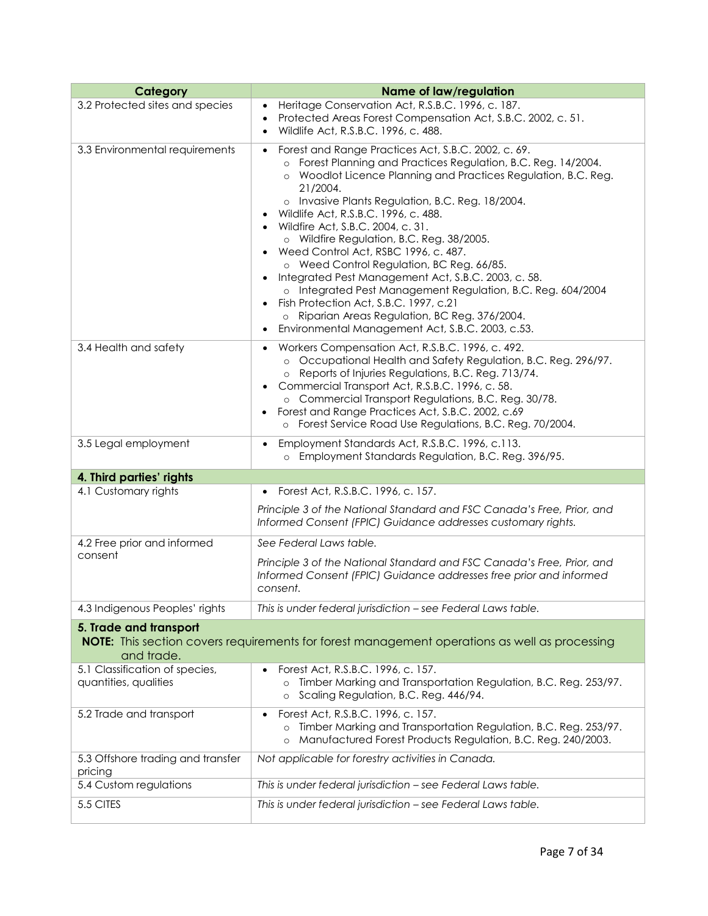| Category | Name of law/regulation |
|---|---|
| 3.2 Protected sites and species | • Heritage Conservation Act, R.S.B.C. 1996, c. 187.<br>• Protected Areas Forest Compensation Act, S.B.C. 2002, c. 51.<br>• Wildlife Act, R.S.B.C. 1996, c. 488. |
| 3.3 Environmental requirements | • Forest and Range Practices Act, S.B.C. 2002, c. 69.<br>  ○ Forest Planning and Practices Regulation, B.C. Reg. 14/2004.<br>  ○ Woodlot Licence Planning and Practices Regulation, B.C. Reg. 21/2004.<br>  ○ Invasive Plants Regulation, B.C. Reg. 18/2004.<br>• Wildlife Act, R.S.B.C. 1996, c. 488.<br>• Wildfire Act, S.B.C. 2004, c. 31.<br>  ○ Wildfire Regulation, B.C. Reg. 38/2005.<br>• Weed Control Act, RSBC 1996, c. 487.<br>  ○ Weed Control Regulation, BC Reg. 66/85.<br>• Integrated Pest Management Act, S.B.C. 2003, c. 58.<br>  ○ Integrated Pest Management Regulation, B.C. Reg. 604/2004<br>• Fish Protection Act, S.B.C. 1997, c.21<br>  ○ Riparian Areas Regulation, BC Reg. 376/2004.<br>• Environmental Management Act, S.B.C. 2003, c.53. |
| 3.4 Health and safety | • Workers Compensation Act, R.S.B.C. 1996, c. 492.<br>  ○ Occupational Health and Safety Regulation, B.C. Reg. 296/97.<br>  ○ Reports of Injuries Regulations, B.C. Reg. 713/74.<br>• Commercial Transport Act, R.S.B.C. 1996, c. 58.<br>  ○ Commercial Transport Regulations, B.C. Reg. 30/78.<br>• Forest and Range Practices Act, S.B.C. 2002, c.69<br>  ○ Forest Service Road Use Regulations, B.C. Reg. 70/2004. |
| 3.5 Legal employment | • Employment Standards Act, R.S.B.C. 1996, c.113.<br>  ○ Employment Standards Regulation, B.C. Reg. 396/95. |
| **4. Third parties' rights** | |
| 4.1 Customary rights | • Forest Act, R.S.B.C. 1996, c. 157.<br>*Principle 3 of the National Standard and FSC Canada's Free, Prior, and Informed Consent (FPIC) Guidance addresses customary rights.* |
| 4.2 Free prior and informed consent | *See Federal Laws table.*<br>*Principle 3 of the National Standard and FSC Canada's Free, Prior, and Informed Consent (FPIC) Guidance addresses free prior and informed consent.* |
| 4.3 Indigenous Peoples' rights | *This is under federal jurisdiction – see Federal Laws table.* |
| **5. Trade and transport**<br>**NOTE:** This section covers requirements for forest management operations as well as processing and trade. | |
| 5.1 Classification of species, quantities, qualities | • Forest Act, R.S.B.C. 1996, c. 157.<br>  ○ Timber Marking and Transportation Regulation, B.C. Reg. 253/97.<br>  ○ Scaling Regulation, B.C. Reg. 446/94. |
| 5.2 Trade and transport | • Forest Act, R.S.B.C. 1996, c. 157.<br>  ○ Timber Marking and Transportation Regulation, B.C. Reg. 253/97.<br>  ○ Manufactured Forest Products Regulation, B.C. Reg. 240/2003. |
| 5.3 Offshore trading and transfer pricing | *Not applicable for forestry activities in Canada.* |
| 5.4 Custom regulations | *This is under federal jurisdiction – see Federal Laws table.* |
| 5.5 CITES | *This is under federal jurisdiction – see Federal Laws table.* |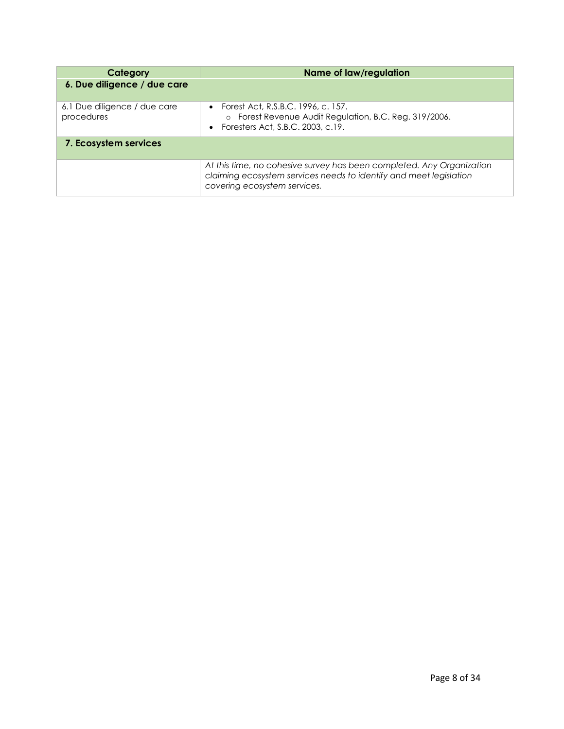| Category | Name of law/regulation |
| --- | --- |
| **6. Due diligence / due care** | |
| 6.1 Due diligence / due care procedures | • Forest Act, R.S.B.C. 1996, c. 157.<br>  ○ Forest Revenue Audit Regulation, B.C. Reg. 319/2006.<br>• Foresters Act, S.B.C. 2003, c.19. |
| **7. Ecosystem services** | |
| | *At this time, no cohesive survey has been completed. Any Organization claiming ecosystem services needs to identify and meet legislation covering ecosystem services.* |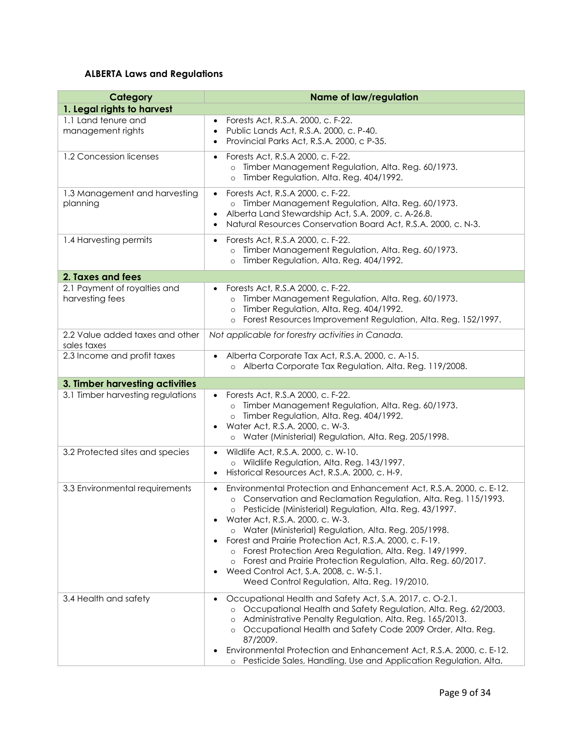**ALBERTA Laws and Regulations**

| Category | Name of law/regulation |
|---|---|
| **1. Legal rights to harvest** | |
| 1.1 Land tenure and management rights | • Forests Act, R.S.A. 2000, c. F-22.<br>• Public Lands Act, R.S.A. 2000, c. P-40.<br>• Provincial Parks Act, R.S.A. 2000, c P-35. |
| 1.2 Concession licenses | • Forests Act, R.S.A 2000, c. F-22.<br>  ○ Timber Management Regulation, Alta. Reg. 60/1973.<br>  ○ Timber Regulation, Alta. Reg. 404/1992. |
| 1.3 Management and harvesting planning | • Forests Act, R.S.A 2000, c. F-22.<br>  ○ Timber Management Regulation, Alta. Reg. 60/1973.<br>• Alberta Land Stewardship Act, S.A. 2009, c. A-26.8.<br>• Natural Resources Conservation Board Act, R.S.A. 2000, c. N-3. |
| 1.4 Harvesting permits | • Forests Act, R.S.A 2000, c. F-22.<br>  ○ Timber Management Regulation, Alta. Reg. 60/1973.<br>  ○ Timber Regulation, Alta. Reg. 404/1992. |
| **2. Taxes and fees** | |
| 2.1 Payment of royalties and harvesting fees | • Forests Act, R.S.A 2000, c. F-22.<br>  ○ Timber Management Regulation, Alta. Reg. 60/1973.<br>  ○ Timber Regulation, Alta. Reg. 404/1992.<br>  ○ Forest Resources Improvement Regulation, Alta. Reg. 152/1997. |
| 2.2 Value added taxes and other sales taxes | *Not applicable for forestry activities in Canada.* |
| 2.3 Income and profit taxes | • Alberta Corporate Tax Act, R.S.A. 2000, c. A-15.<br>  ○ Alberta Corporate Tax Regulation, Alta. Reg. 119/2008. |
| **3. Timber harvesting activities** | |
| 3.1 Timber harvesting regulations | • Forests Act, R.S.A 2000, c. F-22.<br>  ○ Timber Management Regulation, Alta. Reg. 60/1973.<br>  ○ Timber Regulation, Alta. Reg. 404/1992.<br>• Water Act, R.S.A. 2000, c. W-3.<br>  ○ Water (Ministerial) Regulation, Alta. Reg. 205/1998. |
| 3.2 Protected sites and species | • Wildlife Act, R.S.A. 2000, c. W-10.<br>  ○ Wildlife Regulation, Alta. Reg. 143/1997.<br>• Historical Resources Act, R.S.A. 2000, c. H-9. |
| 3.3 Environmental requirements | • Environmental Protection and Enhancement Act, R.S.A. 2000, c. E-12.<br>  ○ Conservation and Reclamation Regulation, Alta. Reg. 115/1993.<br>  ○ Pesticide (Ministerial) Regulation, Alta. Reg. 43/1997.<br>• Water Act, R.S.A. 2000, c. W-3.<br>  ○ Water (Ministerial) Regulation, Alta. Reg. 205/1998.<br>• Forest and Prairie Protection Act, R.S.A. 2000, c. F-19.<br>  ○ Forest Protection Area Regulation, Alta. Reg. 149/1999.<br>  ○ Forest and Prairie Protection Regulation, Alta. Reg. 60/2017.<br>• Weed Control Act, S.A. 2008, c. W-5.1.<br>  Weed Control Regulation, Alta. Reg. 19/2010. |
| 3.4 Health and safety | • Occupational Health and Safety Act, S.A. 2017, c. O-2.1.<br>  ○ Occupational Health and Safety Regulation, Alta. Reg. 62/2003.<br>  ○ Administrative Penalty Regulation, Alta. Reg. 165/2013.<br>  ○ Occupational Health and Safety Code 2009 Order, Alta. Reg. 87/2009.<br>• Environmental Protection and Enhancement Act, R.S.A. 2000, c. E-12.<br>  ○ Pesticide Sales, Handling, Use and Application Regulation, Alta. |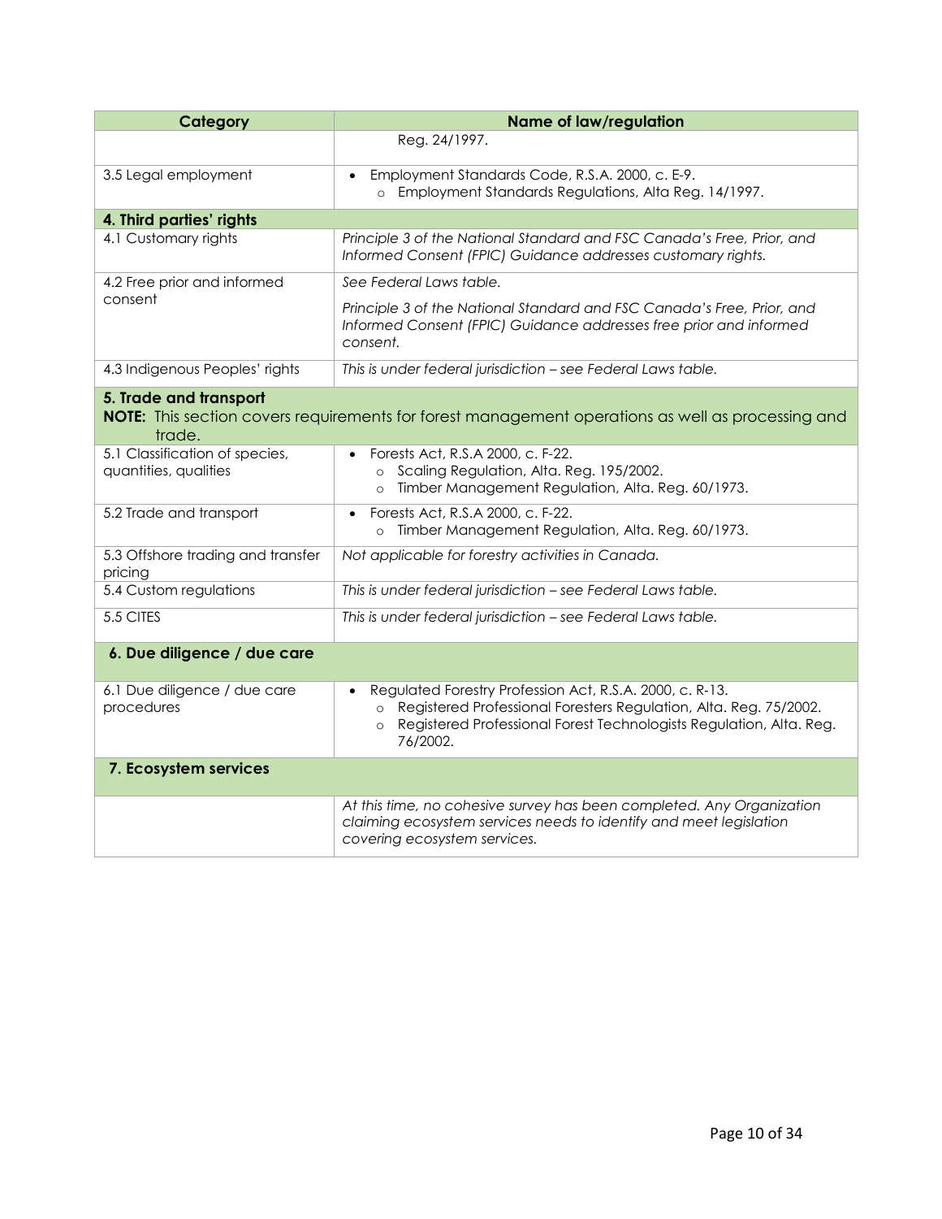| Category | Name of law/regulation |
|---|---|
| | Reg. 24/1997. |
| 3.5 Legal employment | • Employment Standards Code, R.S.A. 2000, c. E-9.<br>  ○ Employment Standards Regulations, Alta Reg. 14/1997. |
| **4. Third parties' rights** | |
| 4.1 Customary rights | *Principle 3 of the National Standard and FSC Canada's Free, Prior, and Informed Consent (FPIC) Guidance addresses customary rights.* |
| 4.2 Free prior and informed consent | *See Federal Laws table.*<br>*Principle 3 of the National Standard and FSC Canada's Free, Prior, and Informed Consent (FPIC) Guidance addresses free prior and informed consent.* |
| 4.3 Indigenous Peoples' rights | *This is under federal jurisdiction – see Federal Laws table.* |
| **5. Trade and transport**<br>**NOTE:** This section covers requirements for forest management operations as well as processing and trade. | |
| 5.1 Classification of species, quantities, qualities | • Forests Act, R.S.A 2000, c. F-22.<br>  ○ Scaling Regulation, Alta. Reg. 195/2002.<br>  ○ Timber Management Regulation, Alta. Reg. 60/1973. |
| 5.2 Trade and transport | • Forests Act, R.S.A 2000, c. F-22.<br>  ○ Timber Management Regulation, Alta. Reg. 60/1973. |
| 5.3 Offshore trading and transfer pricing | *Not applicable for forestry activities in Canada.* |
| 5.4 Custom regulations | *This is under federal jurisdiction – see Federal Laws table.* |
| 5.5 CITES | *This is under federal jurisdiction – see Federal Laws table.* |
| **6. Due diligence / due care** | |
| 6.1 Due diligence / due care procedures | • Regulated Forestry Profession Act, R.S.A. 2000, c. R-13.<br>  ○ Registered Professional Foresters Regulation, Alta. Reg. 75/2002.<br>  ○ Registered Professional Forest Technologists Regulation, Alta. Reg. 76/2002. |
| **7. Ecosystem services** | |
| | *At this time, no cohesive survey has been completed. Any Organization claiming ecosystem services needs to identify and meet legislation covering ecosystem services.* |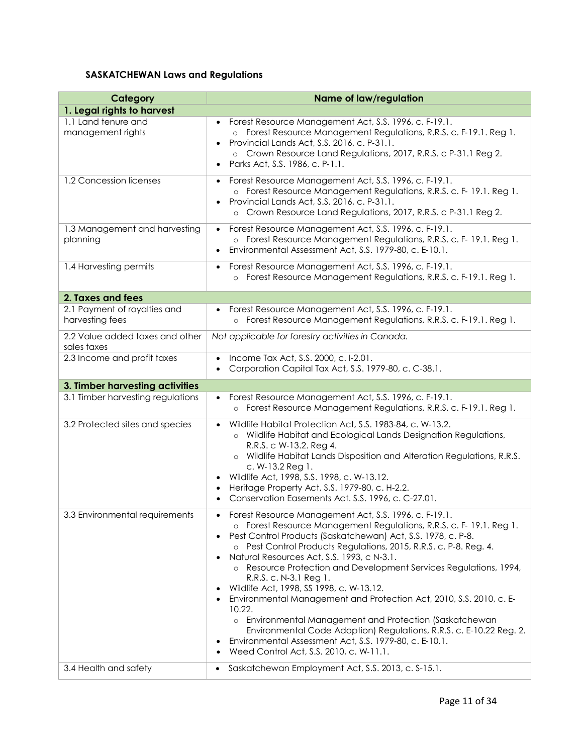**SASKATCHEWAN Laws and Regulations**

| Category | Name of law/regulation |
| --- | --- |
| **1. Legal rights to harvest** | |
| 1.1 Land tenure and management rights | • Forest Resource Management Act, S.S. 1996, c. F-19.1.<br>  ○ Forest Resource Management Regulations, R.R.S. c. F-19.1. Reg 1.<br>• Provincial Lands Act, S.S. 2016, c. P-31.1.<br>  ○ Crown Resource Land Regulations, 2017, R.R.S. c P-31.1 Reg 2.<br>• Parks Act, S.S. 1986, c. P-1.1. |
| 1.2 Concession licenses | • Forest Resource Management Act, S.S. 1996, c. F-19.1.<br>  ○ Forest Resource Management Regulations, R.R.S. c. F- 19.1. Reg 1.<br>• Provincial Lands Act, S.S. 2016, c. P-31.1.<br>  ○ Crown Resource Land Regulations, 2017, R.R.S. c P-31.1 Reg 2. |
| 1.3 Management and harvesting planning | • Forest Resource Management Act, S.S. 1996, c. F-19.1.<br>  ○ Forest Resource Management Regulations, R.R.S. c. F- 19.1. Reg 1.<br>• Environmental Assessment Act, S.S. 1979-80, c. E-10.1. |
| 1.4 Harvesting permits | • Forest Resource Management Act, S.S. 1996, c. F-19.1.<br>  ○ Forest Resource Management Regulations, R.R.S. c. F-19.1. Reg 1. |
| **2. Taxes and fees** | |
| 2.1 Payment of royalties and harvesting fees | • Forest Resource Management Act, S.S. 1996, c. F-19.1.<br>  ○ Forest Resource Management Regulations, R.R.S. c. F-19.1. Reg 1. |
| 2.2 Value added taxes and other sales taxes | *Not applicable for forestry activities in Canada.* |
| 2.3 Income and profit taxes | • Income Tax Act, S.S. 2000, c. I-2.01.<br>• Corporation Capital Tax Act, S.S. 1979-80, c. C-38.1. |
| **3. Timber harvesting activities** | |
| 3.1 Timber harvesting regulations | • Forest Resource Management Act, S.S. 1996, c. F-19.1.<br>  ○ Forest Resource Management Regulations, R.R.S. c. F-19.1. Reg 1. |
| 3.2 Protected sites and species | • Wildlife Habitat Protection Act, S.S. 1983-84, c. W-13.2.<br>  ○ Wildlife Habitat and Ecological Lands Designation Regulations, R.R.S. c W-13.2. Reg 4.<br>  ○ Wildlife Habitat Lands Disposition and Alteration Regulations, R.R.S. c. W-13.2 Reg 1.<br>• Wildlife Act, 1998, S.S. 1998, c. W-13.12.<br>• Heritage Property Act, S.S. 1979-80, c. H-2.2.<br>• Conservation Easements Act. S.S. 1996, c. C-27.01. |
| 3.3 Environmental requirements | • Forest Resource Management Act, S.S. 1996, c. F-19.1.<br>  ○ Forest Resource Management Regulations, R.R.S. c. F- 19.1. Reg 1.<br>• Pest Control Products (Saskatchewan) Act, S.S. 1978, c. P-8.<br>  ○ Pest Control Products Regulations, 2015, R.R.S. c. P-8. Reg. 4.<br>• Natural Resources Act, S.S. 1993, c N-3.1.<br>  ○ Resource Protection and Development Services Regulations, 1994, R.R.S. c. N-3.1 Reg 1.<br>• Wildlife Act, 1998, SS 1998, c. W-13.12.<br>• Environmental Management and Protection Act, 2010, S.S. 2010, c. E-10.22.<br>  ○ Environmental Management and Protection (Saskatchewan Environmental Code Adoption) Regulations, R.R.S. c. E-10.22 Reg. 2.<br>• Environmental Assessment Act, S.S. 1979-80, c. E-10.1.<br>• Weed Control Act, S.S. 2010, c. W-11.1. |
| 3.4 Health and safety | • Saskatchewan Employment Act, S.S. 2013, c. S-15.1. |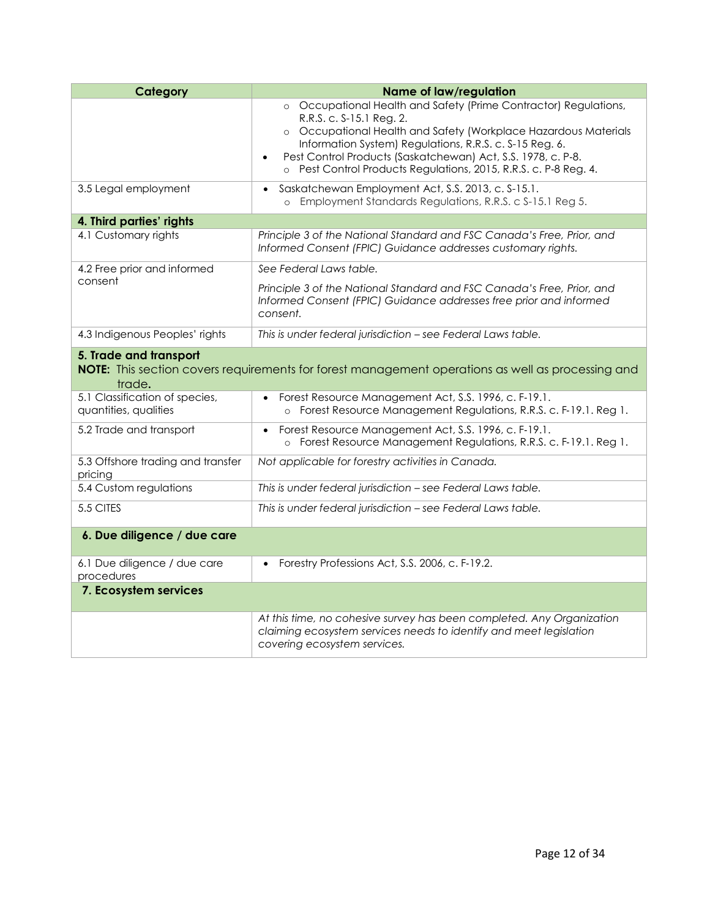| Category | Name of law/regulation |
| --- | --- |
| | ○ Occupational Health and Safety (Prime Contractor) Regulations, R.R.S. c. S-15.1 Reg. 2.<br>○ Occupational Health and Safety (Workplace Hazardous Materials Information System) Regulations, R.R.S. c. S-15 Reg. 6.<br>• Pest Control Products (Saskatchewan) Act, S.S. 1978, c. P-8.<br>○ Pest Control Products Regulations, 2015, R.R.S. c. P-8 Reg. 4. |
| 3.5 Legal employment | • Saskatchewan Employment Act, S.S. 2013, c. S-15.1.<br>○ Employment Standards Regulations, R.R.S. c S-15.1 Reg 5. |
| **4. Third parties' rights** | |
| 4.1 Customary rights | *Principle 3 of the National Standard and FSC Canada's Free, Prior, and Informed Consent (FPIC) Guidance addresses customary rights.* |
| 4.2 Free prior and informed consent | *See Federal Laws table.*<br>*Principle 3 of the National Standard and FSC Canada's Free, Prior, and Informed Consent (FPIC) Guidance addresses free prior and informed consent.* |
| 4.3 Indigenous Peoples' rights | *This is under federal jurisdiction – see Federal Laws table.* |
| **5. Trade and transport**<br>**NOTE:** This section covers requirements for forest management operations as well as processing and trade**.** | |
| 5.1 Classification of species, quantities, qualities | • Forest Resource Management Act, S.S. 1996, c. F-19.1.<br>○ Forest Resource Management Regulations, R.R.S. c. F-19.1. Reg 1. |
| 5.2 Trade and transport | • Forest Resource Management Act, S.S. 1996, c. F-19.1.<br>○ Forest Resource Management Regulations, R.R.S. c. F-19.1. Reg 1. |
| 5.3 Offshore trading and transfer pricing | *Not applicable for forestry activities in Canada.* |
| 5.4 Custom regulations | *This is under federal jurisdiction – see Federal Laws table.* |
| 5.5 CITES | *This is under federal jurisdiction – see Federal Laws table.* |
| **6. Due diligence / due care** | |
| 6.1 Due diligence / due care procedures | • Forestry Professions Act, S.S. 2006, c. F-19.2. |
| **7. Ecosystem services** | |
| | *At this time, no cohesive survey has been completed. Any Organization claiming ecosystem services needs to identify and meet legislation covering ecosystem services.* |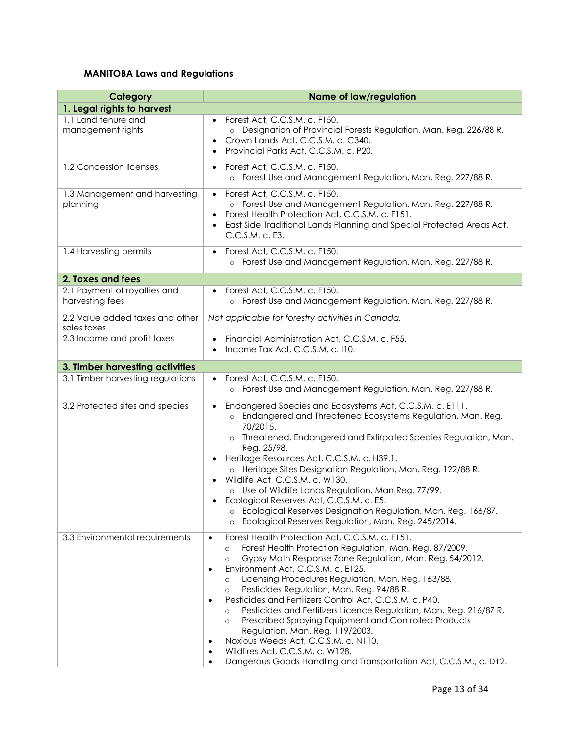**MANITOBA Laws and Regulations**

| Category | Name of law/regulation |
|---|---|
| **1. Legal rights to harvest** | |
| 1.1 Land tenure and management rights | • Forest Act, C.C.S.M. c. F150.<br>  ○ Designation of Provincial Forests Regulation, Man. Reg. 226/88 R.<br>• Crown Lands Act, C.C.S.M. c. C340.<br>• Provincial Parks Act, C.C.S.M. c. P20. |
| 1.2 Concession licenses | • Forest Act, C.C.S.M. c. F150.<br>  ○ Forest Use and Management Regulation, Man. Reg. 227/88 R. |
| 1.3 Management and harvesting planning | • Forest Act, C.C.S.M. c. F150.<br>  ○ Forest Use and Management Regulation, Man. Reg. 227/88 R.<br>• Forest Health Protection Act, C.C.S.M. c. F151.<br>• East Side Traditional Lands Planning and Special Protected Areas Act, C.C.S.M. c. E3. |
| 1.4 Harvesting permits | • Forest Act, C.C.S.M. c. F150.<br>  ○ Forest Use and Management Regulation, Man. Reg. 227/88 R. |
| **2. Taxes and fees** | |
| 2.1 Payment of royalties and harvesting fees | • Forest Act, C.C.S.M. c. F150.<br>  ○ Forest Use and Management Regulation, Man. Reg. 227/88 R. |
| 2.2 Value added taxes and other sales taxes | *Not applicable for forestry activities in Canada.* |
| 2.3 Income and profit taxes | • Financial Administration Act, C.C.S.M. c. F55.<br>• Income Tax Act, C.C.S.M. c. I10. |
| **3. Timber harvesting activities** | |
| 3.1 Timber harvesting regulations | • Forest Act, C.C.S.M. c. F150.<br>  ○ Forest Use and Management Regulation, Man. Reg. 227/88 R. |
| 3.2 Protected sites and species | • Endangered Species and Ecosystems Act, C.C.S.M. c. E111.<br>  ○ Endangered and Threatened Ecosystems Regulation, Man. Reg. 70/2015.<br>  ○ Threatened, Endangered and Extirpated Species Regulation, Man. Reg. 25/98.<br>• Heritage Resources Act, C.C.S.M. c. H39.1.<br>  ○ Heritage Sites Designation Regulation, Man. Reg. 122/88 R.<br>• Wildlife Act, C.C.S.M. c. W130.<br>  ○ Use of Wildlife Lands Regulation, Man Reg. 77/99.<br>• Ecological Reserves Act, C.C.S.M. c. E5.<br>  ○ Ecological Reserves Designation Regulation, Man. Reg. 166/87.<br>  ○ Ecological Reserves Regulation, Man. Reg. 245/2014. |
| 3.3 Environmental requirements | • Forest Health Protection Act, C.C.S.M. c. F151.<br>  ○ Forest Health Protection Regulation, Man. Reg. 87/2009.<br>  ○ Gypsy Moth Response Zone Regulation, Man. Reg. 54/2012.<br>• Environment Act, C.C.S.M. c. E125.<br>  ○ Licensing Procedures Regulation, Man. Reg. 163/88.<br>  ○ Pesticides Regulation, Man. Reg. 94/88 R.<br>• Pesticides and Fertilizers Control Act, C.C.S.M. c. P40.<br>  ○ Pesticides and Fertilizers Licence Regulation, Man. Reg. 216/87 R.<br>  ○ Prescribed Spraying Equipment and Controlled Products Regulation, Man. Reg. 119/2003.<br>• Noxious Weeds Act, C.C.S.M. c. N110.<br>• Wildfires Act, C.C.S.M. c. W128.<br>• Dangerous Goods Handling and Transportation Act, C.C.S.M., c. D12. |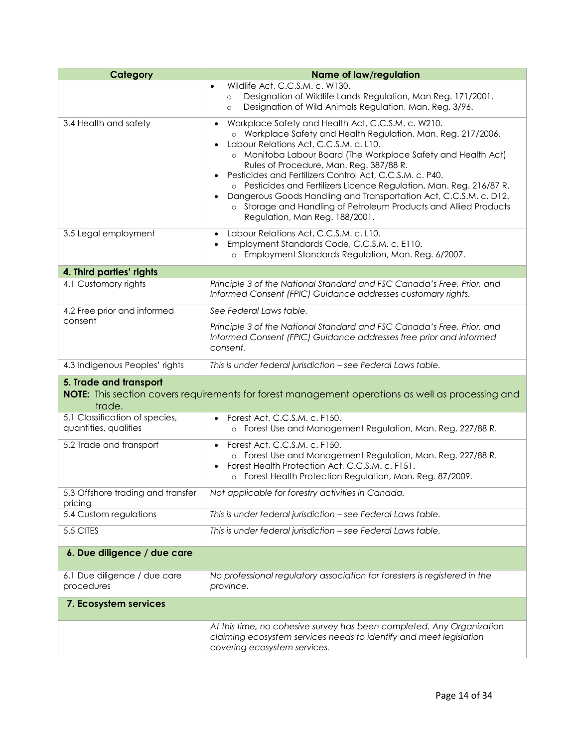| Category | Name of law/regulation |
| --- | --- |
| | • Wildlife Act, C.C.S.M. c. W130.<br>  ○ Designation of Wildlife Lands Regulation, Man Reg. 171/2001.<br>  ○ Designation of Wild Animals Regulation, Man. Reg. 3/96. |
| 3.4 Health and safety | • Workplace Safety and Health Act, C.C.S.M. c. W210.<br>  ○ Workplace Safety and Health Regulation, Man. Reg. 217/2006.<br>• Labour Relations Act, C.C.S.M. c. L10.<br>  ○ Manitoba Labour Board (The Workplace Safety and Health Act) Rules of Procedure, Man. Reg. 387/88 R.<br>• Pesticides and Fertilizers Control Act, C.C.S.M. c. P40.<br>  ○ Pesticides and Fertilizers Licence Regulation, Man. Reg. 216/87 R.<br>• Dangerous Goods Handling and Transportation Act, C.C.S.M. c. D12.<br>  ○ Storage and Handling of Petroleum Products and Allied Products Regulation, Man Reg. 188/2001. |
| 3.5 Legal employment | • Labour Relations Act, C.C.S.M. c. L10.<br>• Employment Standards Code, C.C.S.M. c. E110.<br>  ○ Employment Standards Regulation, Man. Reg. 6/2007. |
| **4. Third parties' rights** | |
| 4.1 Customary rights | *Principle 3 of the National Standard and FSC Canada's Free, Prior, and Informed Consent (FPIC) Guidance addresses customary rights.* |
| 4.2 Free prior and informed consent | *See Federal Laws table.*<br><br>*Principle 3 of the National Standard and FSC Canada's Free, Prior, and Informed Consent (FPIC) Guidance addresses free prior and informed consent.* |
| 4.3 Indigenous Peoples' rights | *This is under federal jurisdiction – see Federal Laws table.* |
| **5. Trade and transport**<br>**NOTE:** This section covers requirements for forest management operations as well as processing and trade. | |
| 5.1 Classification of species, quantities, qualities | • Forest Act, C.C.S.M. c. F150.<br>  ○ Forest Use and Management Regulation, Man. Reg. 227/88 R. |
| 5.2 Trade and transport | • Forest Act, C.C.S.M. c. F150.<br>  ○ Forest Use and Management Regulation, Man. Reg. 227/88 R.<br>• Forest Health Protection Act, C.C.S.M. c. F151.<br>  ○ Forest Health Protection Regulation, Man. Reg. 87/2009. |
| 5.3 Offshore trading and transfer pricing | *Not applicable for forestry activities in Canada.* |
| 5.4 Custom regulations | *This is under federal jurisdiction – see Federal Laws table.* |
| 5.5 CITES | *This is under federal jurisdiction – see Federal Laws table.* |
| **6. Due diligence / due care** | |
| 6.1 Due diligence / due care procedures | *No professional regulatory association for foresters is registered in the province.* |
| **7. Ecosystem services** | |
| | *At this time, no cohesive survey has been completed. Any Organization claiming ecosystem services needs to identify and meet legislation covering ecosystem services.* |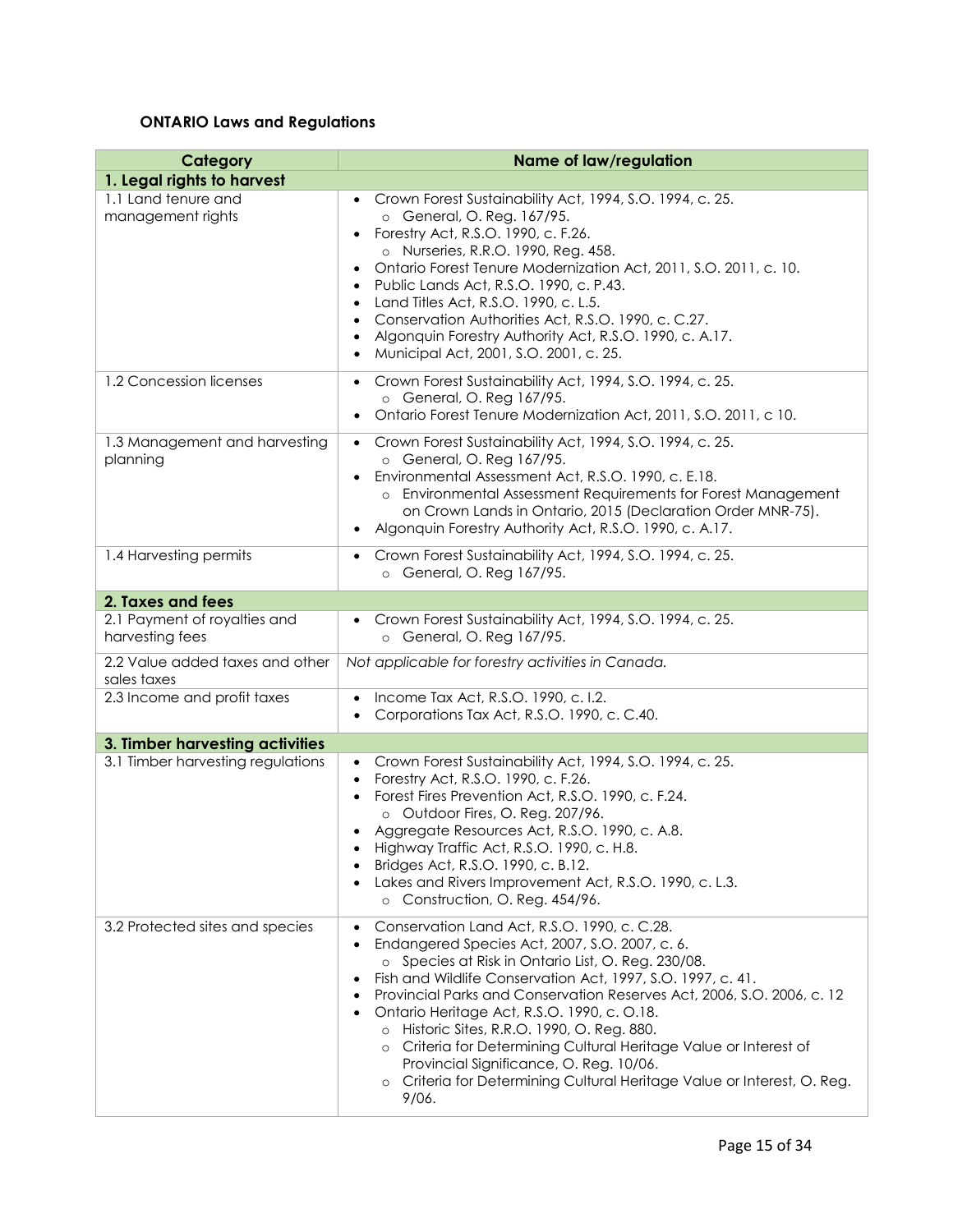**ONTARIO Laws and Regulations**

| Category | Name of law/regulation |
|---|---|
| **1. Legal rights to harvest** | |
| 1.1 Land tenure and management rights | • Crown Forest Sustainability Act, 1994, S.O. 1994, c. 25.<br>  ○ General, O. Reg. 167/95.<br>• Forestry Act, R.S.O. 1990, c. F.26.<br>  ○ Nurseries, R.R.O. 1990, Reg. 458.<br>• Ontario Forest Tenure Modernization Act, 2011, S.O. 2011, c. 10.<br>• Public Lands Act, R.S.O. 1990, c. P.43.<br>• Land Titles Act, R.S.O. 1990, c. L.5.<br>• Conservation Authorities Act, R.S.O. 1990, c. C.27.<br>• Algonquin Forestry Authority Act, R.S.O. 1990, c. A.17.<br>• Municipal Act, 2001, S.O. 2001, c. 25. |
| 1.2 Concession licenses | • Crown Forest Sustainability Act, 1994, S.O. 1994, c. 25.<br>  ○ General, O. Reg 167/95.<br>• Ontario Forest Tenure Modernization Act, 2011, S.O. 2011, c 10. |
| 1.3 Management and harvesting planning | • Crown Forest Sustainability Act, 1994, S.O. 1994, c. 25.<br>  ○ General, O. Reg 167/95.<br>• Environmental Assessment Act, R.S.O. 1990, c. E.18.<br>  ○ Environmental Assessment Requirements for Forest Management on Crown Lands in Ontario, 2015 (Declaration Order MNR-75).<br>• Algonquin Forestry Authority Act, R.S.O. 1990, c. A.17. |
| 1.4 Harvesting permits | • Crown Forest Sustainability Act, 1994, S.O. 1994, c. 25.<br>  ○ General, O. Reg 167/95. |
| **2. Taxes and fees** | |
| 2.1 Payment of royalties and harvesting fees | • Crown Forest Sustainability Act, 1994, S.O. 1994, c. 25.<br>  ○ General, O. Reg 167/95. |
| 2.2 Value added taxes and other sales taxes | *Not applicable for forestry activities in Canada.* |
| 2.3 Income and profit taxes | • Income Tax Act, R.S.O. 1990, c. I.2.<br>• Corporations Tax Act, R.S.O. 1990, c. C.40. |
| **3. Timber harvesting activities** | |
| 3.1 Timber harvesting regulations | • Crown Forest Sustainability Act, 1994, S.O. 1994, c. 25.<br>• Forestry Act, R.S.O. 1990, c. F.26.<br>• Forest Fires Prevention Act, R.S.O. 1990, c. F.24.<br>  ○ Outdoor Fires, O. Reg. 207/96.<br>• Aggregate Resources Act, R.S.O. 1990, c. A.8.<br>• Highway Traffic Act, R.S.O. 1990, c. H.8.<br>• Bridges Act, R.S.O. 1990, c. B.12.<br>• Lakes and Rivers Improvement Act, R.S.O. 1990, c. L.3.<br>  ○ Construction, O. Reg. 454/96. |
| 3.2 Protected sites and species | • Conservation Land Act, R.S.O. 1990, c. C.28.<br>• Endangered Species Act, 2007, S.O. 2007, c. 6.<br>  ○ Species at Risk in Ontario List, O. Reg. 230/08.<br>• Fish and Wildlife Conservation Act, 1997, S.O. 1997, c. 41.<br>• Provincial Parks and Conservation Reserves Act, 2006, S.O. 2006, c. 12<br>• Ontario Heritage Act, R.S.O. 1990, c. O.18.<br>  ○ Historic Sites, R.R.O. 1990, O. Reg. 880.<br>  ○ Criteria for Determining Cultural Heritage Value or Interest of Provincial Significance, O. Reg. 10/06.<br>  ○ Criteria for Determining Cultural Heritage Value or Interest, O. Reg. 9/06. |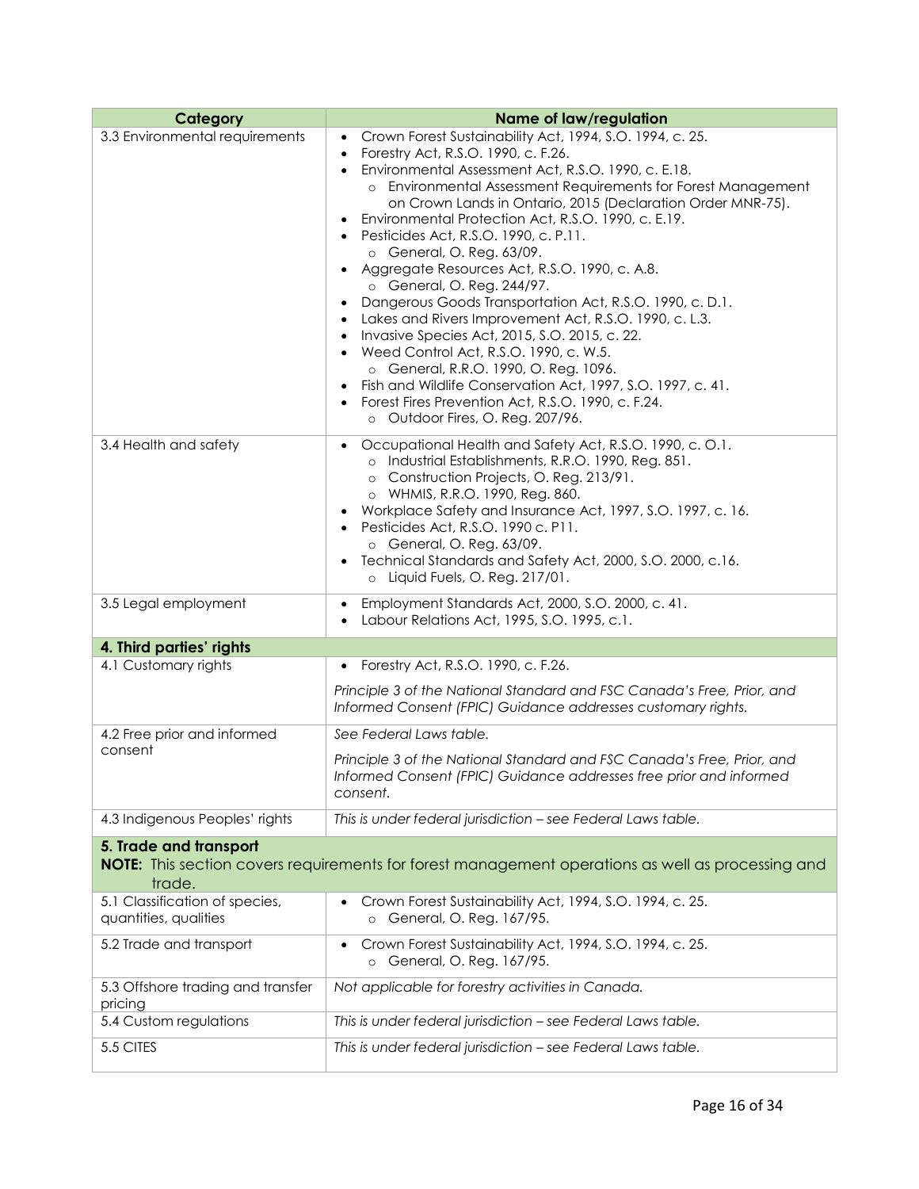| Category | Name of law/regulation |
|---|---|
| 3.3 Environmental requirements | • Crown Forest Sustainability Act, 1994, S.O. 1994, c. 25.<br>• Forestry Act, R.S.O. 1990, c. F.26.<br>• Environmental Assessment Act, R.S.O. 1990, c. E.18.<br>  ○ Environmental Assessment Requirements for Forest Management on Crown Lands in Ontario, 2015 (Declaration Order MNR-75).<br>• Environmental Protection Act, R.S.O. 1990, c. E.19.<br>• Pesticides Act, R.S.O. 1990, c. P.11.<br>  ○ General, O. Reg. 63/09.<br>• Aggregate Resources Act, R.S.O. 1990, c. A.8.<br>  ○ General, O. Reg. 244/97.<br>• Dangerous Goods Transportation Act, R.S.O. 1990, c. D.1.<br>• Lakes and Rivers Improvement Act, R.S.O. 1990, c. L.3.<br>• Invasive Species Act, 2015, S.O. 2015, c. 22.<br>• Weed Control Act, R.S.O. 1990, c. W.5.<br>  ○ General, R.R.O. 1990, O. Reg. 1096.<br>• Fish and Wildlife Conservation Act, 1997, S.O. 1997, c. 41.<br>• Forest Fires Prevention Act, R.S.O. 1990, c. F.24.<br>  ○ Outdoor Fires, O. Reg. 207/96. |
| 3.4 Health and safety | • Occupational Health and Safety Act, R.S.O. 1990, c. O.1.<br>  ○ Industrial Establishments, R.R.O. 1990, Reg. 851.<br>  ○ Construction Projects, O. Reg. 213/91.<br>  ○ WHMIS, R.R.O. 1990, Reg. 860.<br>• Workplace Safety and Insurance Act, 1997, S.O. 1997, c. 16.<br>• Pesticides Act, R.S.O. 1990 c. P11.<br>  ○ General, O. Reg. 63/09.<br>• Technical Standards and Safety Act, 2000, S.O. 2000, c.16.<br>  ○ Liquid Fuels, O. Reg. 217/01. |
| 3.5 Legal employment | • Employment Standards Act, 2000, S.O. 2000, c. 41.<br>• Labour Relations Act, 1995, S.O. 1995, c.1. |
| **4. Third parties' rights** | |
| 4.1 Customary rights | • Forestry Act, R.S.O. 1990, c. F.26.<br><br>*Principle 3 of the National Standard and FSC Canada's Free, Prior, and Informed Consent (FPIC) Guidance addresses customary rights.* |
| 4.2 Free prior and informed consent | *See Federal Laws table.*<br><br>*Principle 3 of the National Standard and FSC Canada's Free, Prior, and Informed Consent (FPIC) Guidance addresses free prior and informed consent.* |
| 4.3 Indigenous Peoples' rights | *This is under federal jurisdiction – see Federal Laws table.* |
| **5. Trade and transport**<br>**NOTE:** This section covers requirements for forest management operations as well as processing and trade. | |
| 5.1 Classification of species, quantities, qualities | • Crown Forest Sustainability Act, 1994, S.O. 1994, c. 25.<br>  ○ General, O. Reg. 167/95. |
| 5.2 Trade and transport | • Crown Forest Sustainability Act, 1994, S.O. 1994, c. 25.<br>  ○ General, O. Reg. 167/95. |
| 5.3 Offshore trading and transfer pricing | *Not applicable for forestry activities in Canada.* |
| 5.4 Custom regulations | *This is under federal jurisdiction – see Federal Laws table.* |
| 5.5 CITES | *This is under federal jurisdiction – see Federal Laws table.* |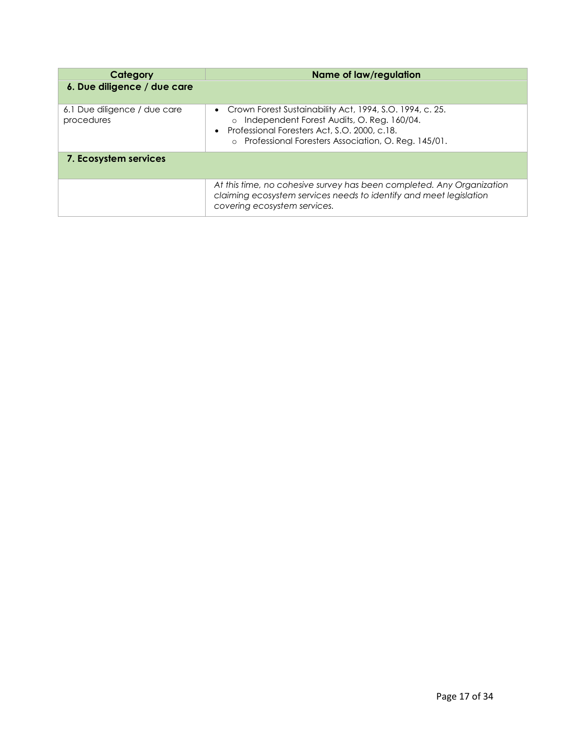| Category | Name of law/regulation |
| --- | --- |
| **6. Due diligence / due care** | |
| 6.1 Due diligence / due care procedures | • Crown Forest Sustainability Act, 1994, S.O. 1994, c. 25.<br>  ○ Independent Forest Audits, O. Reg. 160/04.<br>• Professional Foresters Act, S.O. 2000, c.18.<br>  ○ Professional Foresters Association, O. Reg. 145/01. |
| **7. Ecosystem services** | |
| | *At this time, no cohesive survey has been completed. Any Organization claiming ecosystem services needs to identify and meet legislation covering ecosystem services.* |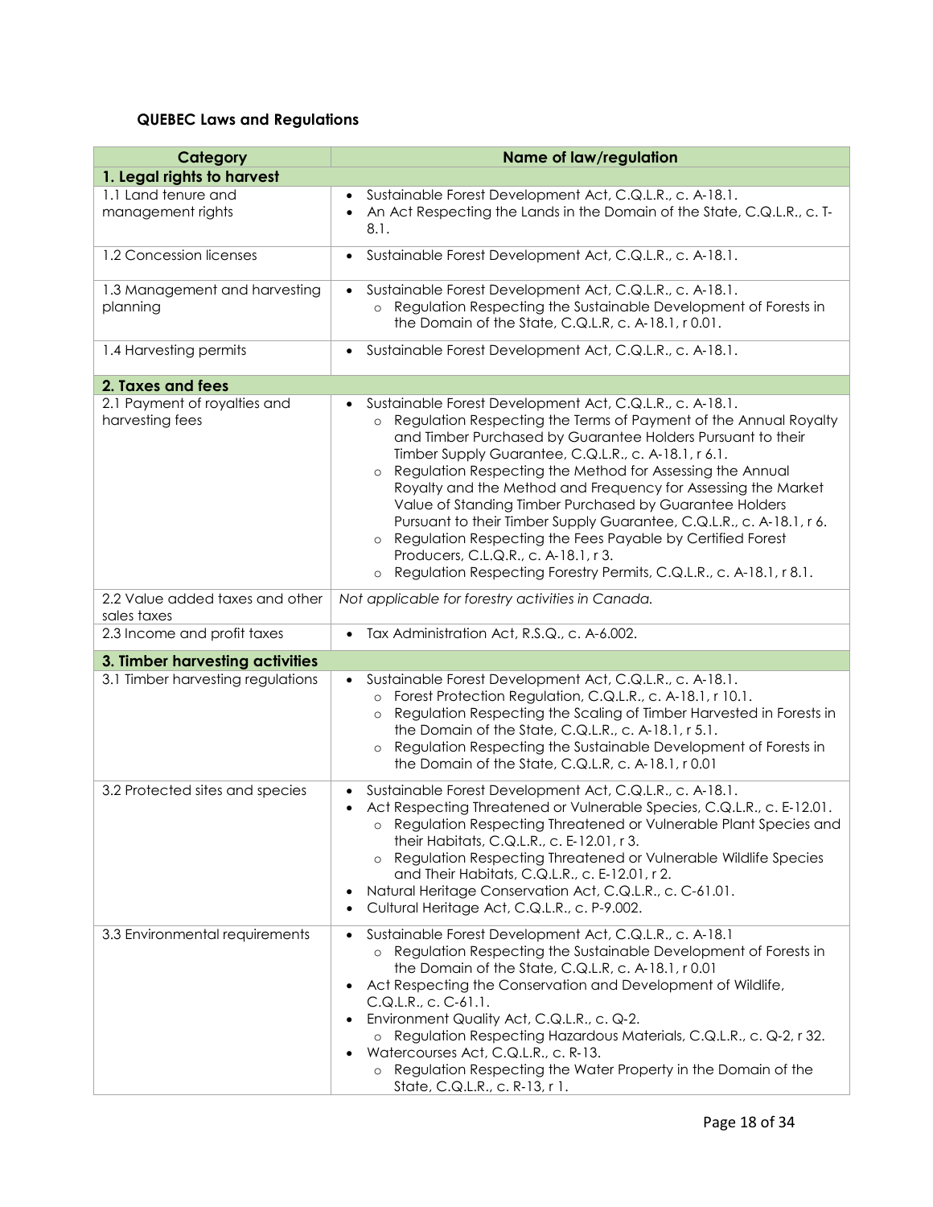**QUEBEC Laws and Regulations**

| Category | Name of law/regulation |
| --- | --- |
| **1. Legal rights to harvest** | |
| 1.1 Land tenure and management rights | • Sustainable Forest Development Act, C.Q.L.R., c. A-18.1.<br>• An Act Respecting the Lands in the Domain of the State, C.Q.L.R., c. T-8.1. |
| 1.2 Concession licenses | • Sustainable Forest Development Act, C.Q.L.R., c. A-18.1. |
| 1.3 Management and harvesting planning | • Sustainable Forest Development Act, C.Q.L.R., c. A-18.1.<br>  ○ Regulation Respecting the Sustainable Development of Forests in the Domain of the State, C.Q.L.R, c. A-18.1, r 0.01. |
| 1.4 Harvesting permits | • Sustainable Forest Development Act, C.Q.L.R., c. A-18.1. |
| **2. Taxes and fees** | |
| 2.1 Payment of royalties and harvesting fees | • Sustainable Forest Development Act, C.Q.L.R., c. A-18.1.<br>  ○ Regulation Respecting the Terms of Payment of the Annual Royalty and Timber Purchased by Guarantee Holders Pursuant to their Timber Supply Guarantee, C.Q.L.R., c. A-18.1, r 6.1.<br>  ○ Regulation Respecting the Method for Assessing the Annual Royalty and the Method and Frequency for Assessing the Market Value of Standing Timber Purchased by Guarantee Holders Pursuant to their Timber Supply Guarantee, C.Q.L.R., c. A-18.1, r 6.<br>  ○ Regulation Respecting the Fees Payable by Certified Forest Producers, C.L.Q.R., c. A-18.1, r 3.<br>  ○ Regulation Respecting Forestry Permits, C.Q.L.R., c. A-18.1, r 8.1. |
| 2.2 Value added taxes and other sales taxes | *Not applicable for forestry activities in Canada.* |
| 2.3 Income and profit taxes | • Tax Administration Act, R.S.Q., c. A-6.002. |
| **3. Timber harvesting activities** | |
| 3.1 Timber harvesting regulations | • Sustainable Forest Development Act, C.Q.L.R., c. A-18.1.<br>  ○ Forest Protection Regulation, C.Q.L.R., c. A-18.1, r 10.1.<br>  ○ Regulation Respecting the Scaling of Timber Harvested in Forests in the Domain of the State, C.Q.L.R., c. A-18.1, r 5.1.<br>  ○ Regulation Respecting the Sustainable Development of Forests in the Domain of the State, C.Q.L.R, c. A-18.1, r 0.01 |
| 3.2 Protected sites and species | • Sustainable Forest Development Act, C.Q.L.R., c. A-18.1.<br>• Act Respecting Threatened or Vulnerable Species, C.Q.L.R., c. E-12.01.<br>  ○ Regulation Respecting Threatened or Vulnerable Plant Species and their Habitats, C.Q.L.R., c. E-12.01, r 3.<br>  ○ Regulation Respecting Threatened or Vulnerable Wildlife Species and Their Habitats, C.Q.L.R., c. E-12.01, r 2.<br>• Natural Heritage Conservation Act, C.Q.L.R., c. C-61.01.<br>• Cultural Heritage Act, C.Q.L.R., c. P-9.002. |
| 3.3 Environmental requirements | • Sustainable Forest Development Act, C.Q.L.R., c. A-18.1<br>  ○ Regulation Respecting the Sustainable Development of Forests in the Domain of the State, C.Q.L.R, c. A-18.1, r 0.01<br>• Act Respecting the Conservation and Development of Wildlife, C.Q.L.R., c. C-61.1.<br>• Environment Quality Act, C.Q.L.R., c. Q-2.<br>  ○ Regulation Respecting Hazardous Materials, C.Q.L.R., c. Q-2, r 32.<br>• Watercourses Act, C.Q.L.R., c. R-13.<br>  ○ Regulation Respecting the Water Property in the Domain of the State, C.Q.L.R., c. R-13, r 1. |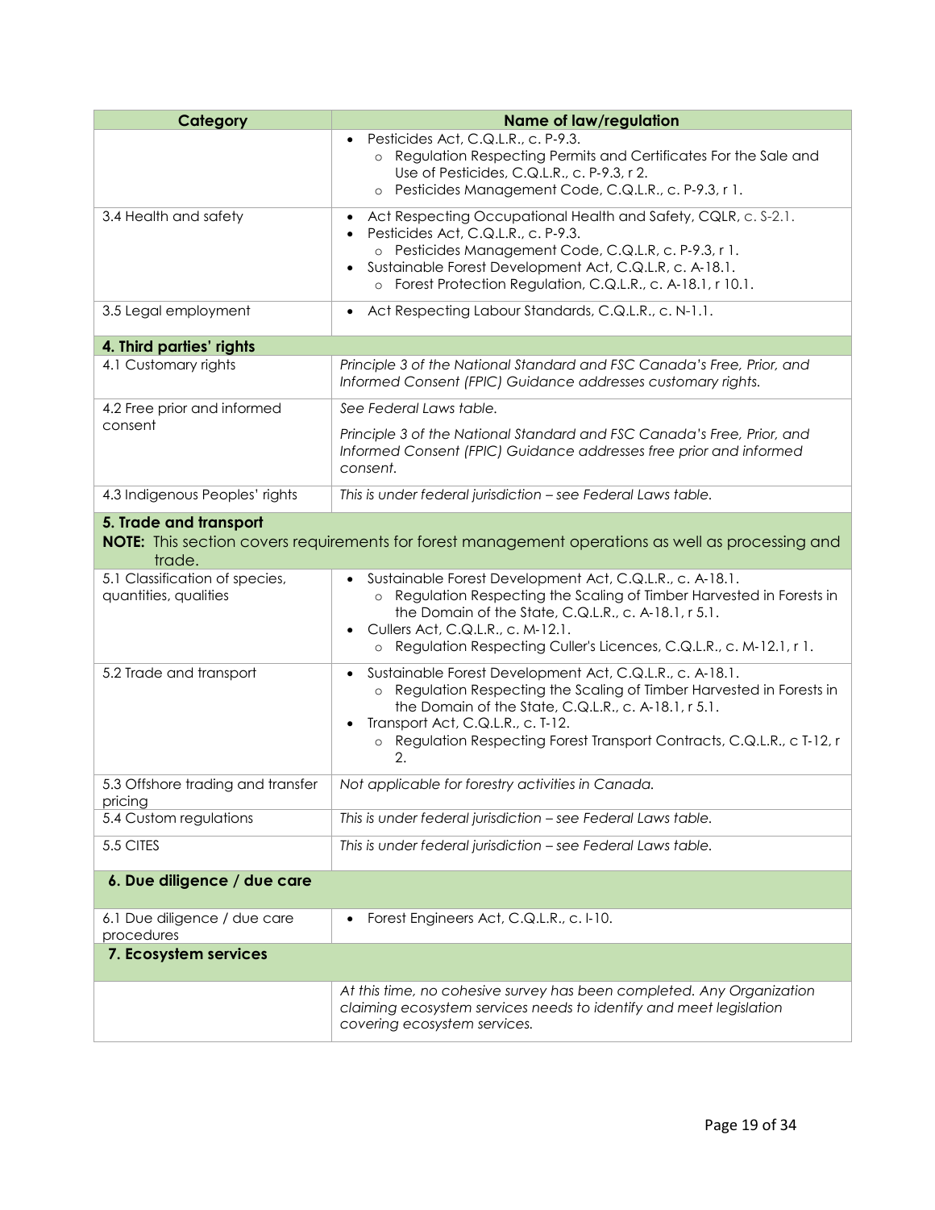| Category | Name of law/regulation |
| --- | --- |
| | • Pesticides Act, C.Q.L.R., c. P-9.3.<br>  ○ Regulation Respecting Permits and Certificates For the Sale and Use of Pesticides, C.Q.L.R., c. P-9.3, r 2.<br>  ○ Pesticides Management Code, C.Q.L.R., c. P-9.3, r 1. |
| 3.4 Health and safety | • Act Respecting Occupational Health and Safety, CQLR, c. S-2.1.<br>• Pesticides Act, C.Q.L.R., c. P-9.3.<br>  ○ Pesticides Management Code, C.Q.L.R, c. P-9.3, r 1.<br>• Sustainable Forest Development Act, C.Q.L.R, c. A-18.1.<br>  ○ Forest Protection Regulation, C.Q.L.R., c. A-18.1, r 10.1. |
| 3.5 Legal employment | • Act Respecting Labour Standards, C.Q.L.R., c. N-1.1. |
| **4. Third parties' rights** | |
| 4.1 Customary rights | *Principle 3 of the National Standard and FSC Canada's Free, Prior, and Informed Consent (FPIC) Guidance addresses customary rights.* |
| 4.2 Free prior and informed consent | *See Federal Laws table.*<br><br>*Principle 3 of the National Standard and FSC Canada's Free, Prior, and Informed Consent (FPIC) Guidance addresses free prior and informed consent.* |
| 4.3 Indigenous Peoples' rights | *This is under federal jurisdiction – see Federal Laws table.* |
| **5. Trade and transport**<br>**NOTE:** This section covers requirements for forest management operations as well as processing and trade. | |
| 5.1 Classification of species, quantities, qualities | • Sustainable Forest Development Act, C.Q.L.R., c. A-18.1.<br>  ○ Regulation Respecting the Scaling of Timber Harvested in Forests in the Domain of the State, C.Q.L.R., c. A-18.1, r 5.1.<br>• Cullers Act, C.Q.L.R., c. M-12.1.<br>  ○ Regulation Respecting Culler's Licences, C.Q.L.R., c. M-12.1, r 1. |
| 5.2 Trade and transport | • Sustainable Forest Development Act, C.Q.L.R., c. A-18.1.<br>  ○ Regulation Respecting the Scaling of Timber Harvested in Forests in the Domain of the State, C.Q.L.R., c. A-18.1, r 5.1.<br>• Transport Act, C.Q.L.R., c. T-12.<br>  ○ Regulation Respecting Forest Transport Contracts, C.Q.L.R., c T-12, r 2. |
| 5.3 Offshore trading and transfer pricing | *Not applicable for forestry activities in Canada.* |
| 5.4 Custom regulations | *This is under federal jurisdiction – see Federal Laws table.* |
| 5.5 CITES | *This is under federal jurisdiction – see Federal Laws table.* |
| **6. Due diligence / due care** | |
| 6.1 Due diligence / due care procedures | • Forest Engineers Act, C.Q.L.R., c. I-10. |
| **7. Ecosystem services** | |
| | *At this time, no cohesive survey has been completed. Any Organization claiming ecosystem services needs to identify and meet legislation covering ecosystem services.* |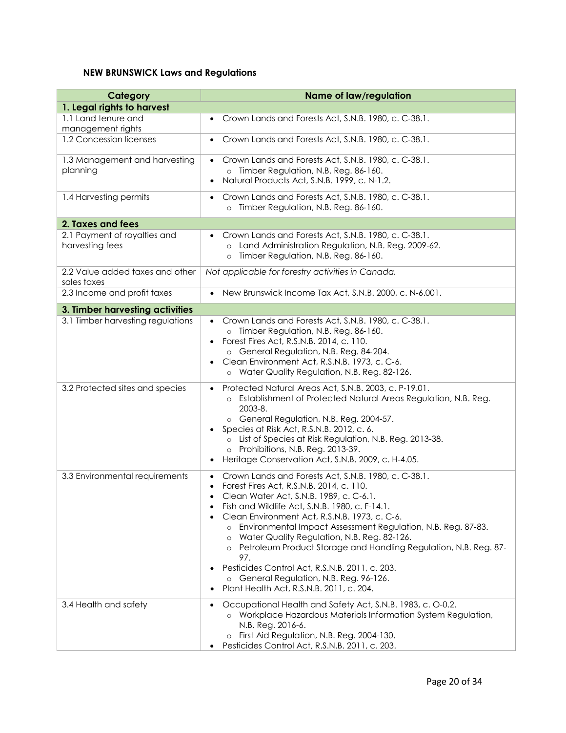### NEW BRUNSWICK Laws and Regulations

| Category | Name of law/regulation |
|---|---|
| **1. Legal rights to harvest** | |
| 1.1 Land tenure and management rights | • Crown Lands and Forests Act, S.N.B. 1980, c. C-38.1. |
| 1.2 Concession licenses | • Crown Lands and Forests Act, S.N.B. 1980, c. C-38.1. |
| 1.3 Management and harvesting planning | • Crown Lands and Forests Act, S.N.B. 1980, c. C-38.1.<br>  ○ Timber Regulation, N.B. Reg. 86-160.<br>• Natural Products Act, S.N.B. 1999, c. N-1.2. |
| 1.4 Harvesting permits | • Crown Lands and Forests Act, S.N.B. 1980, c. C-38.1.<br>  ○ Timber Regulation, N.B. Reg. 86-160. |
| **2. Taxes and fees** | |
| 2.1 Payment of royalties and harvesting fees | • Crown Lands and Forests Act, S.N.B. 1980, c. C-38.1.<br>  ○ Land Administration Regulation, N.B. Reg. 2009-62.<br>  ○ Timber Regulation, N.B. Reg. 86-160. |
| 2.2 Value added taxes and other sales taxes | *Not applicable for forestry activities in Canada.* |
| 2.3 Income and profit taxes | • New Brunswick Income Tax Act, S.N.B. 2000, c. N-6.001. |
| **3. Timber harvesting activities** | |
| 3.1 Timber harvesting regulations | • Crown Lands and Forests Act, S.N.B. 1980, c. C-38.1.<br>  ○ Timber Regulation, N.B. Reg. 86-160.<br>• Forest Fires Act, R.S.N.B. 2014, c. 110.<br>  ○ General Regulation, N.B. Reg. 84-204.<br>• Clean Environment Act, R.S.N.B. 1973, c. C-6.<br>  ○ Water Quality Regulation, N.B. Reg. 82-126. |
| 3.2 Protected sites and species | • Protected Natural Areas Act, S.N.B. 2003, c. P-19.01.<br>  ○ Establishment of Protected Natural Areas Regulation, N.B. Reg. 2003-8.<br>  ○ General Regulation, N.B. Reg. 2004-57.<br>• Species at Risk Act, R.S.N.B. 2012, c. 6.<br>  ○ List of Species at Risk Regulation, N.B. Reg. 2013-38.<br>  ○ Prohibitions, N.B. Reg. 2013-39.<br>• Heritage Conservation Act, S.N.B. 2009, c. H-4.05. |
| 3.3 Environmental requirements | • Crown Lands and Forests Act, S.N.B. 1980, c. C-38.1.<br>• Forest Fires Act, R.S.N.B. 2014, c. 110.<br>• Clean Water Act, S.N.B. 1989, c. C-6.1.<br>• Fish and Wildlife Act, S.N.B. 1980, c. F-14.1.<br>• Clean Environment Act, R.S.N.B. 1973, c. C-6.<br>  ○ Environmental Impact Assessment Regulation, N.B. Reg. 87-83.<br>  ○ Water Quality Regulation, N.B. Reg. 82-126.<br>  ○ Petroleum Product Storage and Handling Regulation, N.B. Reg. 87-97.<br>• Pesticides Control Act, R.S.N.B. 2011, c. 203.<br>  ○ General Regulation, N.B. Reg. 96-126.<br>• Plant Health Act, R.S.N.B. 2011, c. 204. |
| 3.4 Health and safety | • Occupational Health and Safety Act, S.N.B. 1983, c. O-0.2.<br>  ○ Workplace Hazardous Materials Information System Regulation, N.B. Reg. 2016-6.<br>  ○ First Aid Regulation, N.B. Reg. 2004-130.<br>• Pesticides Control Act, R.S.N.B. 2011, c. 203. |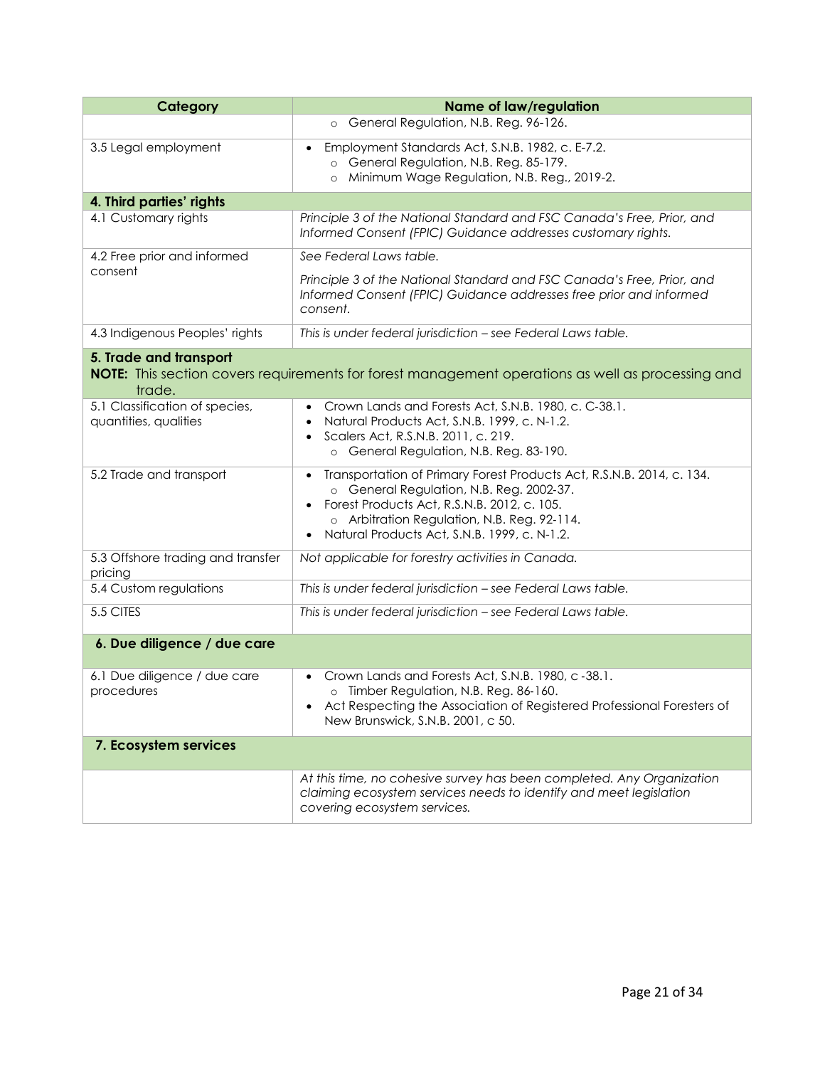| Category | Name of law/regulation |
| --- | --- |
| | ◦ General Regulation, N.B. Reg. 96-126. |
| 3.5 Legal employment | • Employment Standards Act, S.N.B. 1982, c. E-7.2.<br>◦ General Regulation, N.B. Reg. 85-179.<br>◦ Minimum Wage Regulation, N.B. Reg., 2019-2. |
| **4. Third parties' rights** | |
| 4.1 Customary rights | *Principle 3 of the National Standard and FSC Canada's Free, Prior, and Informed Consent (FPIC) Guidance addresses customary rights.* |
| 4.2 Free prior and informed consent | *See Federal Laws table.*<br>*Principle 3 of the National Standard and FSC Canada's Free, Prior, and Informed Consent (FPIC) Guidance addresses free prior and informed consent.* |
| 4.3 Indigenous Peoples' rights | *This is under federal jurisdiction – see Federal Laws table.* |
| **5. Trade and transport**<br>**NOTE:** This section covers requirements for forest management operations as well as processing and trade. | |
| 5.1 Classification of species, quantities, qualities | • Crown Lands and Forests Act, S.N.B. 1980, c. C-38.1.<br>• Natural Products Act, S.N.B. 1999, c. N-1.2.<br>• Scalers Act, R.S.N.B. 2011, c. 219.<br>◦ General Regulation, N.B. Reg. 83-190. |
| 5.2 Trade and transport | • Transportation of Primary Forest Products Act, R.S.N.B. 2014, c. 134.<br>◦ General Regulation, N.B. Reg. 2002-37.<br>• Forest Products Act, R.S.N.B. 2012, c. 105.<br>◦ Arbitration Regulation, N.B. Reg. 92-114.<br>• Natural Products Act, S.N.B. 1999, c. N-1.2. |
| 5.3 Offshore trading and transfer pricing | *Not applicable for forestry activities in Canada.* |
| 5.4 Custom regulations | *This is under federal jurisdiction – see Federal Laws table.* |
| 5.5 CITES | *This is under federal jurisdiction – see Federal Laws table.* |
| **6. Due diligence / due care** | |
| 6.1 Due diligence / due care procedures | • Crown Lands and Forests Act, S.N.B. 1980, c -38.1.<br>◦ Timber Regulation, N.B. Reg. 86-160.<br>• Act Respecting the Association of Registered Professional Foresters of New Brunswick, S.N.B. 2001, c 50. |
| **7. Ecosystem services** | |
| | *At this time, no cohesive survey has been completed. Any Organization claiming ecosystem services needs to identify and meet legislation covering ecosystem services.* |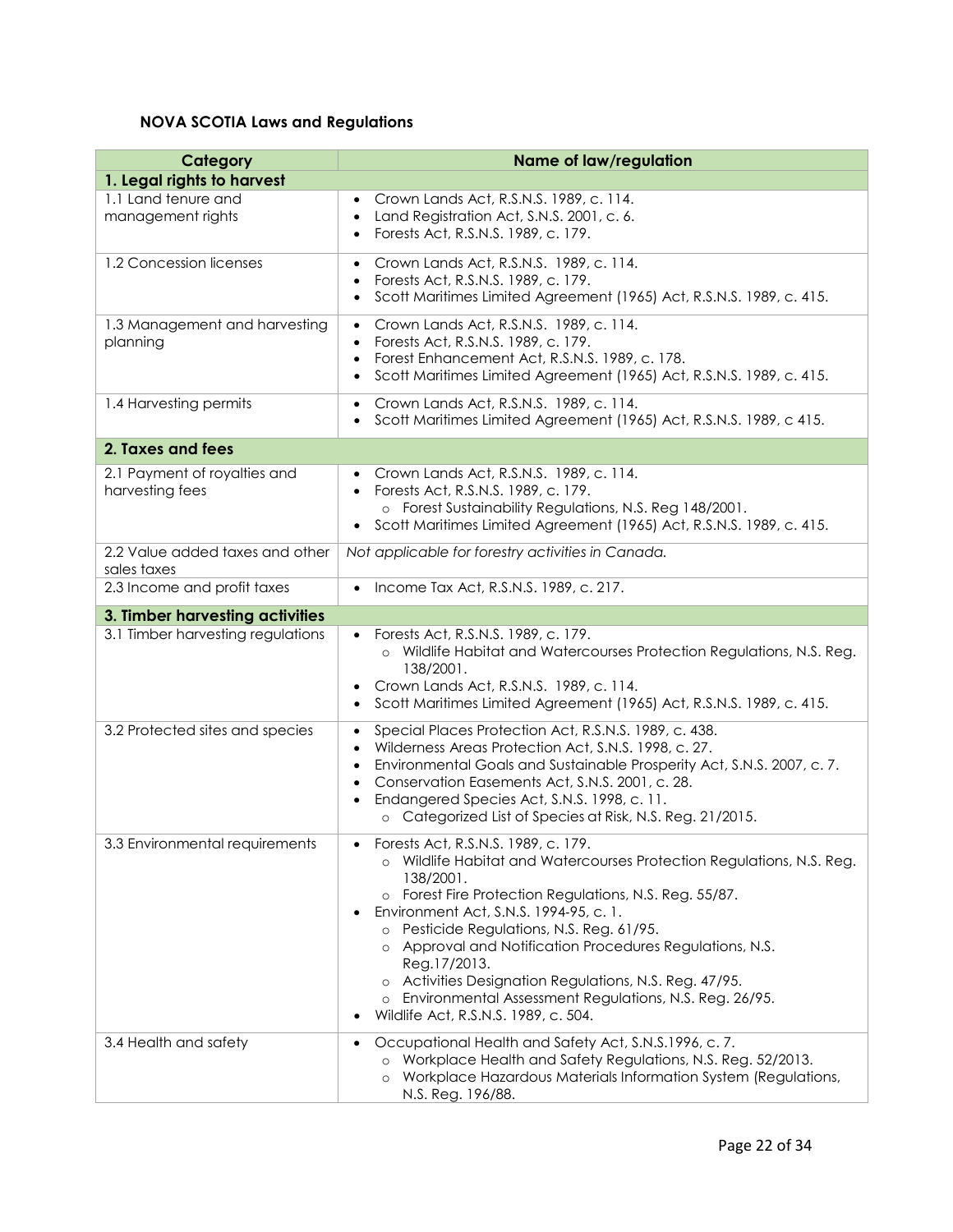**NOVA SCOTIA Laws and Regulations**

| Category | Name of law/regulation |
|---|---|
| **1. Legal rights to harvest** | |
| 1.1 Land tenure and management rights | • Crown Lands Act, R.S.N.S. 1989, c. 114.<br>• Land Registration Act, S.N.S. 2001, c. 6.<br>• Forests Act, R.S.N.S. 1989, c. 179. |
| 1.2 Concession licenses | • Crown Lands Act, R.S.N.S. 1989, c. 114.<br>• Forests Act, R.S.N.S. 1989, c. 179.<br>• Scott Maritimes Limited Agreement (1965) Act, R.S.N.S. 1989, c. 415. |
| 1.3 Management and harvesting planning | • Crown Lands Act, R.S.N.S. 1989, c. 114.<br>• Forests Act, R.S.N.S. 1989, c. 179.<br>• Forest Enhancement Act, R.S.N.S. 1989, c. 178.<br>• Scott Maritimes Limited Agreement (1965) Act, R.S.N.S. 1989, c. 415. |
| 1.4 Harvesting permits | • Crown Lands Act, R.S.N.S. 1989, c. 114.<br>• Scott Maritimes Limited Agreement (1965) Act, R.S.N.S. 1989, c 415. |
| **2. Taxes and fees** | |
| 2.1 Payment of royalties and harvesting fees | • Crown Lands Act, R.S.N.S. 1989, c. 114.<br>• Forests Act, R.S.N.S. 1989, c. 179.<br>  ○ Forest Sustainability Regulations, N.S. Reg 148/2001.<br>• Scott Maritimes Limited Agreement (1965) Act, R.S.N.S. 1989, c. 415. |
| 2.2 Value added taxes and other sales taxes | *Not applicable for forestry activities in Canada.* |
| 2.3 Income and profit taxes | • Income Tax Act, R.S.N.S. 1989, c. 217. |
| **3. Timber harvesting activities** | |
| 3.1 Timber harvesting regulations | • Forests Act, R.S.N.S. 1989, c. 179.<br>  ○ Wildlife Habitat and Watercourses Protection Regulations, N.S. Reg. 138/2001.<br>• Crown Lands Act, R.S.N.S. 1989, c. 114.<br>• Scott Maritimes Limited Agreement (1965) Act, R.S.N.S. 1989, c. 415. |
| 3.2 Protected sites and species | • Special Places Protection Act, R.S.N.S. 1989, c. 438.<br>• Wilderness Areas Protection Act, S.N.S. 1998, c. 27.<br>• Environmental Goals and Sustainable Prosperity Act, S.N.S. 2007, c. 7.<br>• Conservation Easements Act, S.N.S. 2001, c. 28.<br>• Endangered Species Act, S.N.S. 1998, c. 11.<br>  ○ Categorized List of Species at Risk, N.S. Reg. 21/2015. |
| 3.3 Environmental requirements | • Forests Act, R.S.N.S. 1989, c. 179.<br>  ○ Wildlife Habitat and Watercourses Protection Regulations, N.S. Reg. 138/2001.<br>  ○ Forest Fire Protection Regulations, N.S. Reg. 55/87.<br>• Environment Act, S.N.S. 1994-95, c. 1.<br>  ○ Pesticide Regulations, N.S. Reg. 61/95.<br>  ○ Approval and Notification Procedures Regulations, N.S. Reg.17/2013.<br>  ○ Activities Designation Regulations, N.S. Reg. 47/95.<br>  ○ Environmental Assessment Regulations, N.S. Reg. 26/95.<br>• Wildlife Act, R.S.N.S. 1989, c. 504. |
| 3.4 Health and safety | • Occupational Health and Safety Act, S.N.S.1996, c. 7.<br>  ○ Workplace Health and Safety Regulations, N.S. Reg. 52/2013.<br>  ○ Workplace Hazardous Materials Information System (Regulations, N.S. Reg. 196/88. |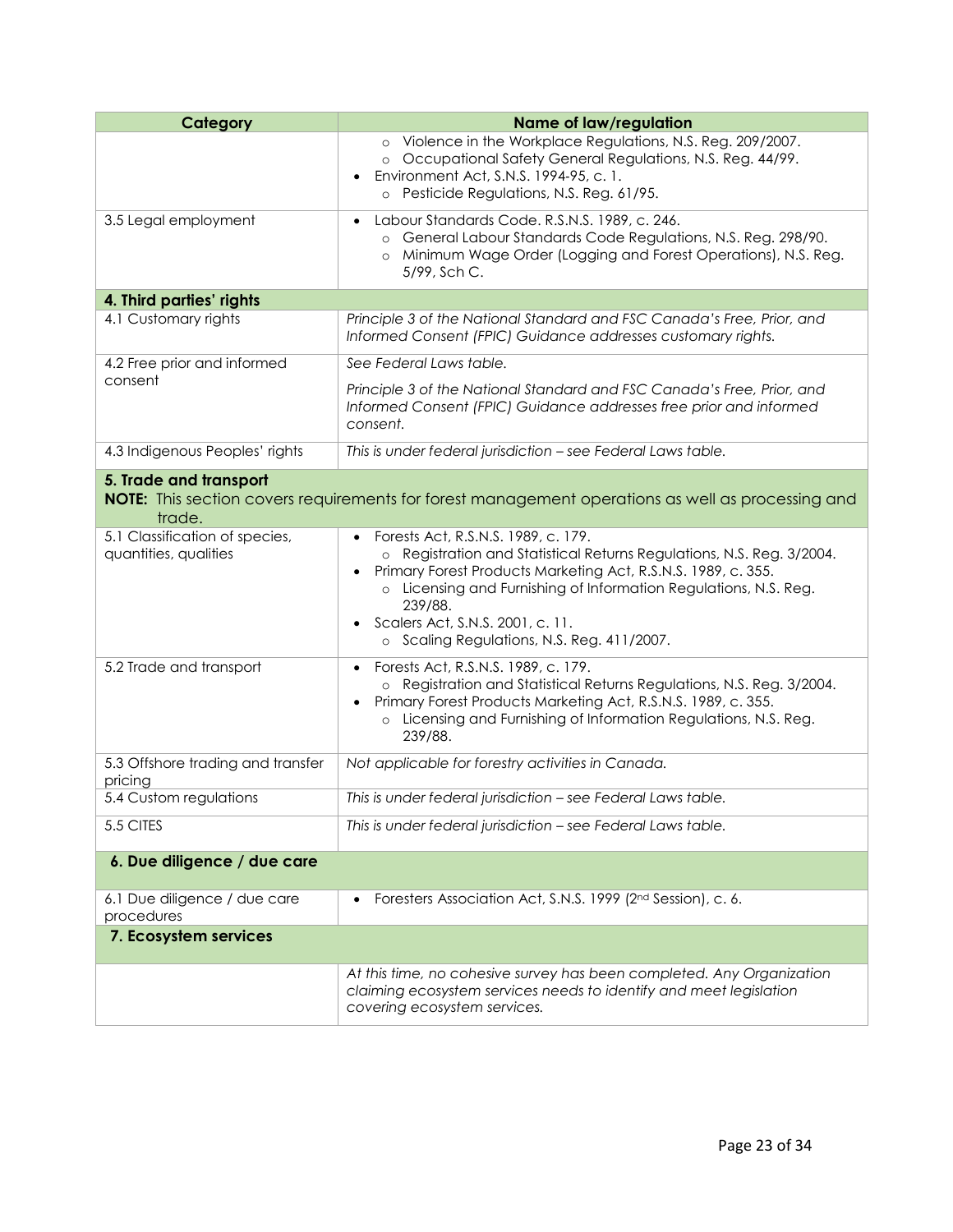| Category | Name of law/regulation |
|---|---|
| | ○ Violence in the Workplace Regulations, N.S. Reg. 209/2007.<br>○ Occupational Safety General Regulations, N.S. Reg. 44/99.<br>• Environment Act, S.N.S. 1994-95, c. 1.<br>○ Pesticide Regulations, N.S. Reg. 61/95. |
| 3.5 Legal employment | • Labour Standards Code. R.S.N.S. 1989, c. 246.<br>○ General Labour Standards Code Regulations, N.S. Reg. 298/90.<br>○ Minimum Wage Order (Logging and Forest Operations), N.S. Reg. 5/99, Sch C. |
| **4. Third parties' rights** | |
| 4.1 Customary rights | *Principle 3 of the National Standard and FSC Canada's Free, Prior, and Informed Consent (FPIC) Guidance addresses customary rights.* |
| 4.2 Free prior and informed consent | *See Federal Laws table.*<br>*Principle 3 of the National Standard and FSC Canada's Free, Prior, and Informed Consent (FPIC) Guidance addresses free prior and informed consent.* |
| 4.3 Indigenous Peoples' rights | *This is under federal jurisdiction – see Federal Laws table.* |
| **5. Trade and transport**<br>**NOTE:** This section covers requirements for forest management operations as well as processing and trade. | |
| 5.1 Classification of species, quantities, qualities | • Forests Act, R.S.N.S. 1989, c. 179.<br>○ Registration and Statistical Returns Regulations, N.S. Reg. 3/2004.<br>• Primary Forest Products Marketing Act, R.S.N.S. 1989, c. 355.<br>○ Licensing and Furnishing of Information Regulations, N.S. Reg. 239/88.<br>• Scalers Act, S.N.S. 2001, c. 11.<br>○ Scaling Regulations, N.S. Reg. 411/2007. |
| 5.2 Trade and transport | • Forests Act, R.S.N.S. 1989, c. 179.<br>○ Registration and Statistical Returns Regulations, N.S. Reg. 3/2004.<br>• Primary Forest Products Marketing Act, R.S.N.S. 1989, c. 355.<br>○ Licensing and Furnishing of Information Regulations, N.S. Reg. 239/88. |
| 5.3 Offshore trading and transfer pricing | *Not applicable for forestry activities in Canada.* |
| 5.4 Custom regulations | *This is under federal jurisdiction – see Federal Laws table.* |
| 5.5 CITES | *This is under federal jurisdiction – see Federal Laws table.* |
| **6. Due diligence / due care** | |
| 6.1 Due diligence / due care procedures | • Foresters Association Act, S.N.S. 1999 (2nd Session), c. 6. |
| **7. Ecosystem services** | |
| | *At this time, no cohesive survey has been completed. Any Organization claiming ecosystem services needs to identify and meet legislation covering ecosystem services.* |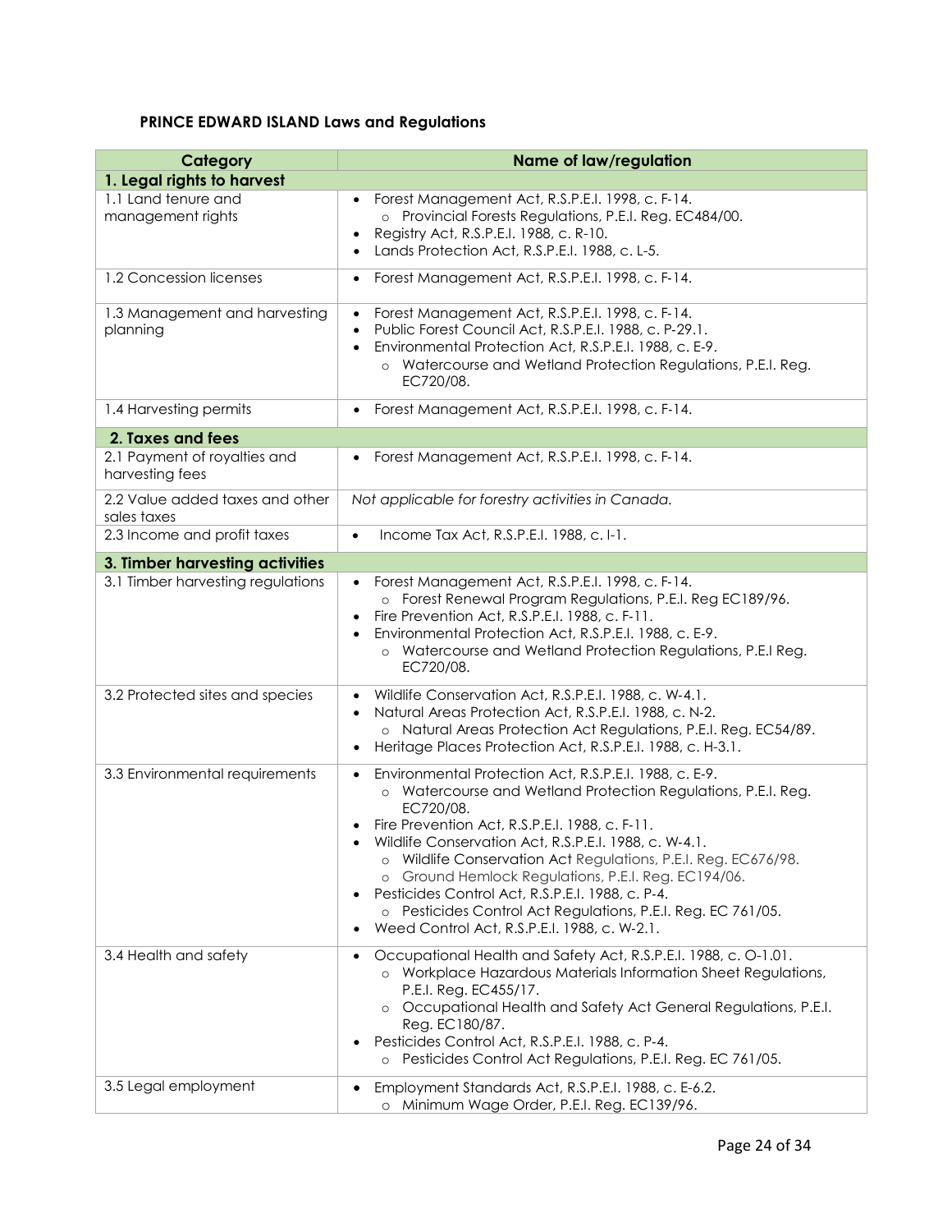**PRINCE EDWARD ISLAND Laws and Regulations**

| Category | Name of law/regulation |
|---|---|
| **1. Legal rights to harvest** | |
| 1.1 Land tenure and management rights | • Forest Management Act, R.S.P.E.I. 1998, c. F-14.<br>&nbsp;&nbsp;&nbsp;&nbsp;o Provincial Forests Regulations, P.E.I. Reg. EC484/00.<br>• Registry Act, R.S.P.E.I. 1988, c. R-10.<br>• Lands Protection Act, R.S.P.E.I. 1988, c. L-5. |
| 1.2 Concession licenses | • Forest Management Act, R.S.P.E.I. 1998, c. F-14. |
| 1.3 Management and harvesting planning | • Forest Management Act, R.S.P.E.I. 1998, c. F-14.<br>• Public Forest Council Act, R.S.P.E.I. 1988, c. P-29.1.<br>• Environmental Protection Act, R.S.P.E.I. 1988, c. E-9.<br>&nbsp;&nbsp;&nbsp;&nbsp;o Watercourse and Wetland Protection Regulations, P.E.I. Reg. EC720/08. |
| 1.4 Harvesting permits | • Forest Management Act, R.S.P.E.I. 1998, c. F-14. |
| **2. Taxes and fees** | |
| 2.1 Payment of royalties and harvesting fees | • Forest Management Act, R.S.P.E.I. 1998, c. F-14. |
| 2.2 Value added taxes and other sales taxes | *Not applicable for forestry activities in Canada.* |
| 2.3 Income and profit taxes | • Income Tax Act, R.S.P.E.I. 1988, c. I-1. |
| **3. Timber harvesting activities** | |
| 3.1 Timber harvesting regulations | • Forest Management Act, R.S.P.E.I. 1998, c. F-14.<br>&nbsp;&nbsp;&nbsp;&nbsp;o Forest Renewal Program Regulations, P.E.I. Reg EC189/96.<br>• Fire Prevention Act, R.S.P.E.I. 1988, c. F-11.<br>• Environmental Protection Act, R.S.P.E.I. 1988, c. E-9.<br>&nbsp;&nbsp;&nbsp;&nbsp;o Watercourse and Wetland Protection Regulations, P.E.I Reg. EC720/08. |
| 3.2 Protected sites and species | • Wildlife Conservation Act, R.S.P.E.I. 1988, c. W-4.1.<br>• Natural Areas Protection Act, R.S.P.E.I. 1988, c. N-2.<br>&nbsp;&nbsp;&nbsp;&nbsp;o Natural Areas Protection Act Regulations, P.E.I. Reg. EC54/89.<br>• Heritage Places Protection Act, R.S.P.E.I. 1988, c. H-3.1. |
| 3.3 Environmental requirements | • Environmental Protection Act, R.S.P.E.I. 1988, c. E-9.<br>&nbsp;&nbsp;&nbsp;&nbsp;o Watercourse and Wetland Protection Regulations, P.E.I. Reg. EC720/08.<br>• Fire Prevention Act, R.S.P.E.I. 1988, c. F-11.<br>• Wildlife Conservation Act, R.S.P.E.I. 1988, c. W-4.1.<br>&nbsp;&nbsp;&nbsp;&nbsp;o Wildlife Conservation Act Regulations, P.E.I. Reg. EC676/98.<br>&nbsp;&nbsp;&nbsp;&nbsp;o Ground Hemlock Regulations, P.E.I. Reg. EC194/06.<br>• Pesticides Control Act, R.S.P.E.I. 1988, c. P-4.<br>&nbsp;&nbsp;&nbsp;&nbsp;o Pesticides Control Act Regulations, P.E.I. Reg. EC 761/05.<br>• Weed Control Act, R.S.P.E.I. 1988, c. W-2.1. |
| 3.4 Health and safety | • Occupational Health and Safety Act, R.S.P.E.I. 1988, c. O-1.01.<br>&nbsp;&nbsp;&nbsp;&nbsp;o Workplace Hazardous Materials Information Sheet Regulations, P.E.I. Reg. EC455/17.<br>&nbsp;&nbsp;&nbsp;&nbsp;o Occupational Health and Safety Act General Regulations, P.E.I. Reg. EC180/87.<br>• Pesticides Control Act, R.S.P.E.I. 1988, c. P-4.<br>&nbsp;&nbsp;&nbsp;&nbsp;o Pesticides Control Act Regulations, P.E.I. Reg. EC 761/05. |
| 3.5 Legal employment | • Employment Standards Act, R.S.P.E.I. 1988, c. E-6.2.<br>&nbsp;&nbsp;&nbsp;&nbsp;o Minimum Wage Order, P.E.I. Reg. EC139/96. |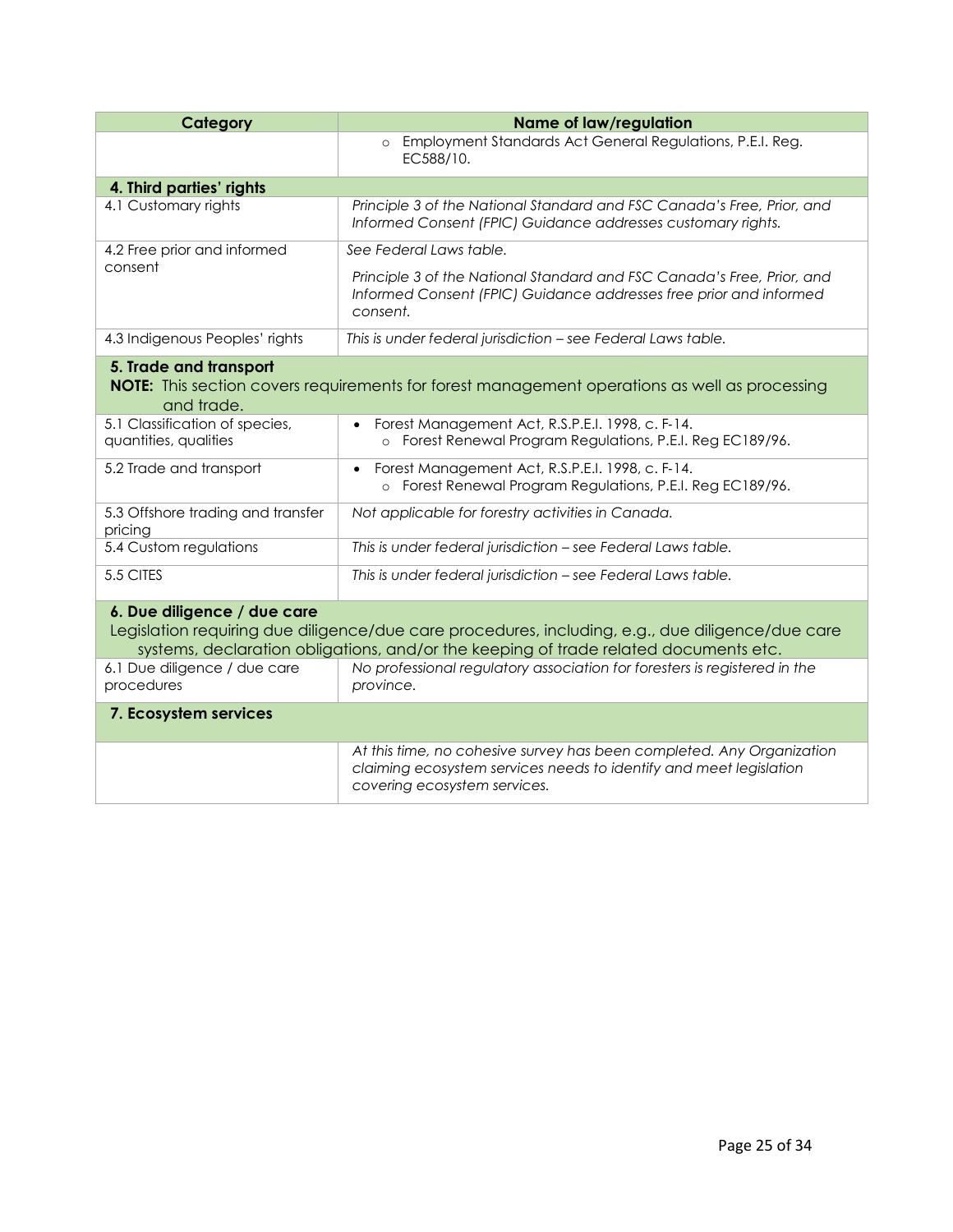| Category | Name of law/regulation |
|---|---|
| | ○ Employment Standards Act General Regulations, P.E.I. Reg. EC588/10. |
| **4. Third parties' rights** | |
| 4.1 Customary rights | *Principle 3 of the National Standard and FSC Canada's Free, Prior, and Informed Consent (FPIC) Guidance addresses customary rights.* |
| 4.2 Free prior and informed consent | *See Federal Laws table.*<br><br>*Principle 3 of the National Standard and FSC Canada's Free, Prior, and Informed Consent (FPIC) Guidance addresses free prior and informed consent.* |
| 4.3 Indigenous Peoples' rights | *This is under federal jurisdiction – see Federal Laws table.* |
| **5. Trade and transport**<br>**NOTE:** This section covers requirements for forest management operations as well as processing and trade. | |
| 5.1 Classification of species, quantities, qualities | • Forest Management Act, R.S.P.E.I. 1998, c. F-14.<br>○ Forest Renewal Program Regulations, P.E.I. Reg EC189/96. |
| 5.2 Trade and transport | • Forest Management Act, R.S.P.E.I. 1998, c. F-14.<br>○ Forest Renewal Program Regulations, P.E.I. Reg EC189/96. |
| 5.3 Offshore trading and transfer pricing | *Not applicable for forestry activities in Canada.* |
| 5.4 Custom regulations | *This is under federal jurisdiction – see Federal Laws table.* |
| 5.5 CITES | *This is under federal jurisdiction – see Federal Laws table.* |
| **6. Due diligence / due care**<br>Legislation requiring due diligence/due care procedures, including, e.g., due diligence/due care systems, declaration obligations, and/or the keeping of trade related documents etc. | |
| 6.1 Due diligence / due care procedures | *No professional regulatory association for foresters is registered in the province.* |
| **7. Ecosystem services** | |
| | *At this time, no cohesive survey has been completed. Any Organization claiming ecosystem services needs to identify and meet legislation covering ecosystem services.* |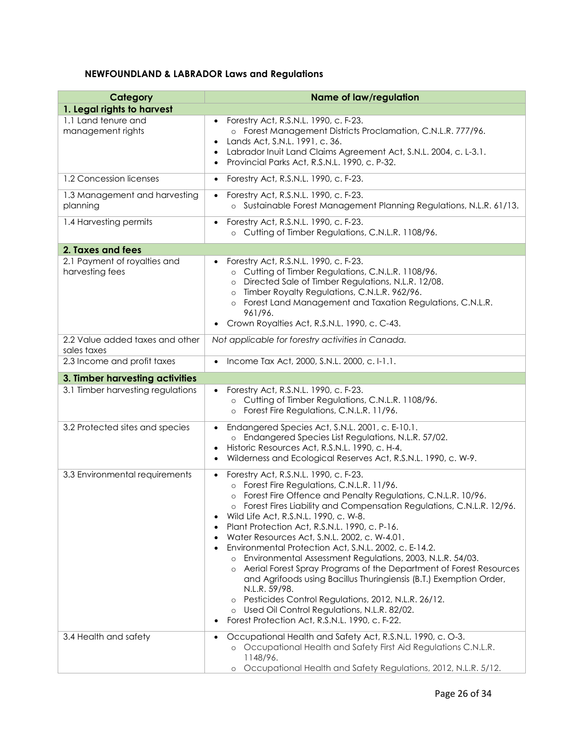**NEWFOUNDLAND & LABRADOR Laws and Regulations**

| Category | Name of law/regulation |
|---|---|
| **1. Legal rights to harvest** | |
| 1.1 Land tenure and management rights | • Forestry Act, R.S.N.L. 1990, c. F-23.<br>&nbsp;&nbsp;&nbsp;&nbsp;○ Forest Management Districts Proclamation, C.N.L.R. 777/96.<br>• Lands Act, S.N.L. 1991, c. 36.<br>• Labrador Inuit Land Claims Agreement Act, S.N.L. 2004, c. L-3.1.<br>• Provincial Parks Act, R.S.N.L. 1990, c. P-32. |
| 1.2 Concession licenses | • Forestry Act, R.S.N.L. 1990, c. F-23. |
| 1.3 Management and harvesting planning | • Forestry Act, R.S.N.L. 1990, c. F-23.<br>&nbsp;&nbsp;&nbsp;&nbsp;○ Sustainable Forest Management Planning Regulations, N.L.R. 61/13. |
| 1.4 Harvesting permits | • Forestry Act, R.S.N.L. 1990, c. F-23.<br>&nbsp;&nbsp;&nbsp;&nbsp;○ Cutting of Timber Regulations, C.N.L.R. 1108/96. |
| **2. Taxes and fees** | |
| 2.1 Payment of royalties and harvesting fees | • Forestry Act, R.S.N.L. 1990, c. F-23.<br>&nbsp;&nbsp;&nbsp;&nbsp;○ Cutting of Timber Regulations, C.N.L.R. 1108/96.<br>&nbsp;&nbsp;&nbsp;&nbsp;○ Directed Sale of Timber Regulations, N.L.R. 12/08.<br>&nbsp;&nbsp;&nbsp;&nbsp;○ Timber Royalty Regulations, C.N.L.R. 962/96.<br>&nbsp;&nbsp;&nbsp;&nbsp;○ Forest Land Management and Taxation Regulations, C.N.L.R. 961/96.<br>• Crown Royalties Act, R.S.N.L. 1990, c. C-43. |
| 2.2 Value added taxes and other sales taxes | *Not applicable for forestry activities in Canada.* |
| 2.3 Income and profit taxes | • Income Tax Act, 2000, S.N.L. 2000, c. I-1.1. |
| **3. Timber harvesting activities** | |
| 3.1 Timber harvesting regulations | • Forestry Act, R.S.N.L. 1990, c. F-23.<br>&nbsp;&nbsp;&nbsp;&nbsp;○ Cutting of Timber Regulations, C.N.L.R. 1108/96.<br>&nbsp;&nbsp;&nbsp;&nbsp;○ Forest Fire Regulations, C.N.L.R. 11/96. |
| 3.2 Protected sites and species | • Endangered Species Act, S.N.L. 2001, c. E-10.1.<br>&nbsp;&nbsp;&nbsp;&nbsp;○ Endangered Species List Regulations, N.L.R. 57/02.<br>• Historic Resources Act, R.S.N.L. 1990, c. H-4.<br>• Wilderness and Ecological Reserves Act, R.S.N.L. 1990, c. W-9. |
| 3.3 Environmental requirements | • Forestry Act, R.S.N.L. 1990, c. F-23.<br>&nbsp;&nbsp;&nbsp;&nbsp;○ Forest Fire Regulations, C.N.L.R. 11/96.<br>&nbsp;&nbsp;&nbsp;&nbsp;○ Forest Fire Offence and Penalty Regulations, C.N.L.R. 10/96.<br>&nbsp;&nbsp;&nbsp;&nbsp;○ Forest Fires Liability and Compensation Regulations, C.N.L.R. 12/96.<br>• Wild Life Act, R.S.N.L. 1990, c. W-8.<br>• Plant Protection Act, R.S.N.L. 1990, c. P-16.<br>• Water Resources Act, S.N.L. 2002, c. W-4.01.<br>• Environmental Protection Act, S.N.L. 2002, c. E-14.2.<br>&nbsp;&nbsp;&nbsp;&nbsp;○ Environmental Assessment Regulations, 2003, N.L.R. 54/03.<br>&nbsp;&nbsp;&nbsp;&nbsp;○ Aerial Forest Spray Programs of the Department of Forest Resources and Agrifoods using Bacillus Thuringiensis (B.T.) Exemption Order, N.L.R. 59/98.<br>&nbsp;&nbsp;&nbsp;&nbsp;○ Pesticides Control Regulations, 2012, N.L.R. 26/12.<br>&nbsp;&nbsp;&nbsp;&nbsp;○ Used Oil Control Regulations, N.L.R. 82/02.<br>• Forest Protection Act, R.S.N.L. 1990, c. F-22. |
| 3.4 Health and safety | • Occupational Health and Safety Act, R.S.N.L. 1990, c. O-3.<br>&nbsp;&nbsp;&nbsp;&nbsp;○ Occupational Health and Safety First Aid Regulations C.N.L.R. 1148/96.<br>&nbsp;&nbsp;&nbsp;&nbsp;○ Occupational Health and Safety Regulations, 2012, N.L.R. 5/12. |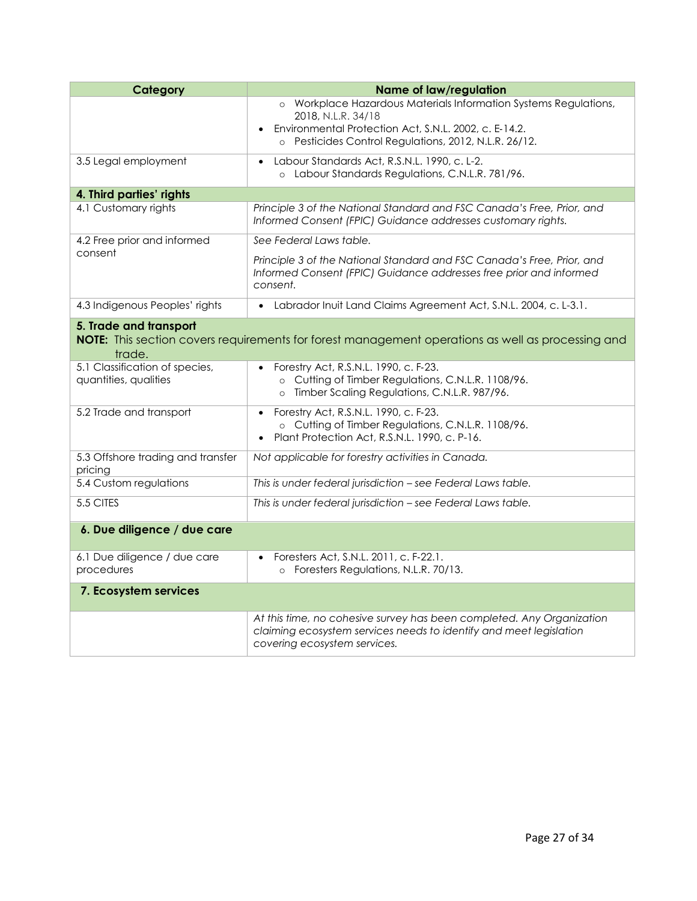| Category | Name of law/regulation |
|---|---|
| | ○ Workplace Hazardous Materials Information Systems Regulations, 2018, N.L.R. 34/18<br>• Environmental Protection Act, S.N.L. 2002, c. E-14.2.<br>○ Pesticides Control Regulations, 2012, N.L.R. 26/12. |
| 3.5 Legal employment | • Labour Standards Act, R.S.N.L. 1990, c. L-2.<br>○ Labour Standards Regulations, C.N.L.R. 781/96. |
| **4. Third parties' rights** | |
| 4.1 Customary rights | *Principle 3 of the National Standard and FSC Canada's Free, Prior, and Informed Consent (FPIC) Guidance addresses customary rights.* |
| 4.2 Free prior and informed consent | *See Federal Laws table.*<br>*Principle 3 of the National Standard and FSC Canada's Free, Prior, and Informed Consent (FPIC) Guidance addresses free prior and informed consent.* |
| 4.3 Indigenous Peoples' rights | • Labrador Inuit Land Claims Agreement Act, S.N.L. 2004, c. L-3.1. |
| **5. Trade and transport**<br>**NOTE:** This section covers requirements for forest management operations as well as processing and trade. | |
| 5.1 Classification of species, quantities, qualities | • Forestry Act, R.S.N.L. 1990, c. F-23.<br>○ Cutting of Timber Regulations, C.N.L.R. 1108/96.<br>○ Timber Scaling Regulations, C.N.L.R. 987/96. |
| 5.2 Trade and transport | • Forestry Act, R.S.N.L. 1990, c. F-23.<br>○ Cutting of Timber Regulations, C.N.L.R. 1108/96.<br>• Plant Protection Act, R.S.N.L. 1990, c. P-16. |
| 5.3 Offshore trading and transfer pricing | *Not applicable for forestry activities in Canada.* |
| 5.4 Custom regulations | *This is under federal jurisdiction – see Federal Laws table.* |
| 5.5 CITES | *This is under federal jurisdiction – see Federal Laws table.* |
| **6. Due diligence / due care** | |
| 6.1 Due diligence / due care procedures | • Foresters Act, S.N.L. 2011, c. F-22.1.<br>○ Foresters Regulations, N.L.R. 70/13. |
| **7. Ecosystem services** | |
| | *At this time, no cohesive survey has been completed. Any Organization claiming ecosystem services needs to identify and meet legislation covering ecosystem services.* |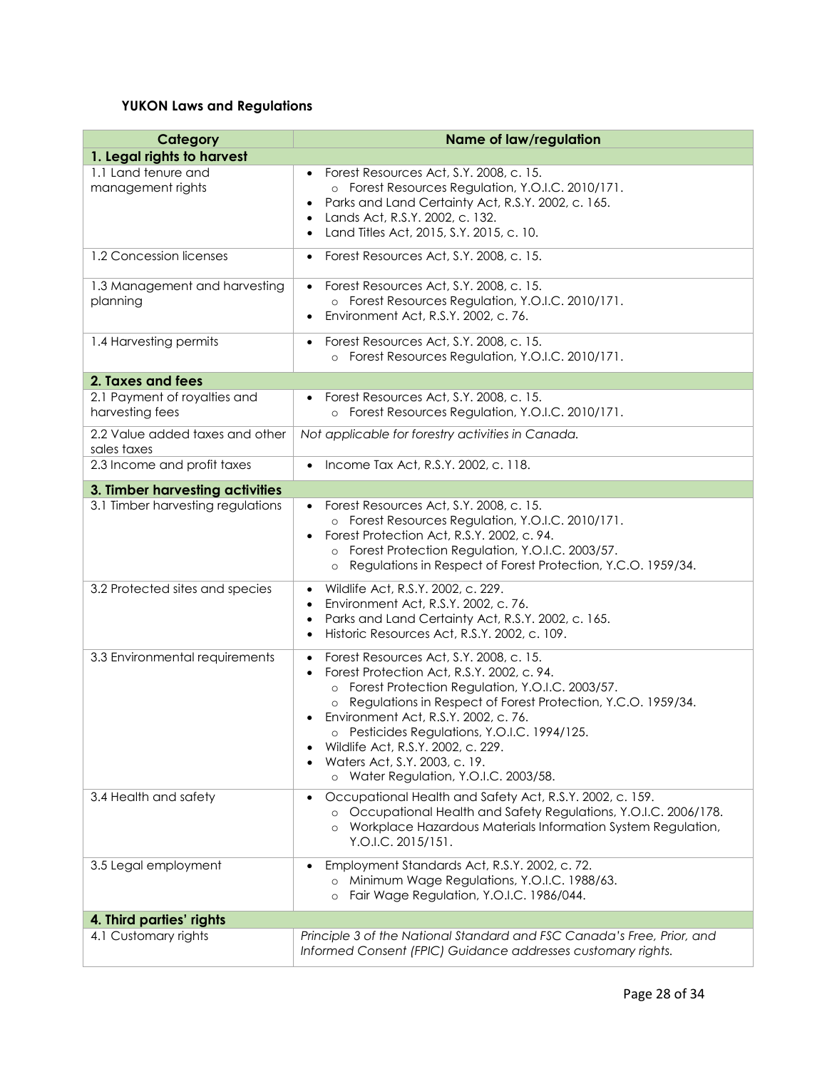**YUKON Laws and Regulations**

| Category | Name of law/regulation |
|---|---|
| **1. Legal rights to harvest** | |
| 1.1 Land tenure and management rights | • Forest Resources Act, S.Y. 2008, c. 15.<br>  ○ Forest Resources Regulation, Y.O.I.C. 2010/171.<br>• Parks and Land Certainty Act, R.S.Y. 2002, c. 165.<br>• Lands Act, R.S.Y. 2002, c. 132.<br>• Land Titles Act, 2015, S.Y. 2015, c. 10. |
| 1.2 Concession licenses | • Forest Resources Act, S.Y. 2008, c. 15. |
| 1.3 Management and harvesting planning | • Forest Resources Act, S.Y. 2008, c. 15.<br>  ○ Forest Resources Regulation, Y.O.I.C. 2010/171.<br>• Environment Act, R.S.Y. 2002, c. 76. |
| 1.4 Harvesting permits | • Forest Resources Act, S.Y. 2008, c. 15.<br>  ○ Forest Resources Regulation, Y.O.I.C. 2010/171. |
| **2. Taxes and fees** | |
| 2.1 Payment of royalties and harvesting fees | • Forest Resources Act, S.Y. 2008, c. 15.<br>  ○ Forest Resources Regulation, Y.O.I.C. 2010/171. |
| 2.2 Value added taxes and other sales taxes | *Not applicable for forestry activities in Canada.* |
| 2.3 Income and profit taxes | • Income Tax Act, R.S.Y. 2002, c. 118. |
| **3. Timber harvesting activities** | |
| 3.1 Timber harvesting regulations | • Forest Resources Act, S.Y. 2008, c. 15.<br>  ○ Forest Resources Regulation, Y.O.I.C. 2010/171.<br>• Forest Protection Act, R.S.Y. 2002, c. 94.<br>  ○ Forest Protection Regulation, Y.O.I.C. 2003/57.<br>  ○ Regulations in Respect of Forest Protection, Y.C.O. 1959/34. |
| 3.2 Protected sites and species | • Wildlife Act, R.S.Y. 2002, c. 229.<br>• Environment Act, R.S.Y. 2002, c. 76.<br>• Parks and Land Certainty Act, R.S.Y. 2002, c. 165.<br>• Historic Resources Act, R.S.Y. 2002, c. 109. |
| 3.3 Environmental requirements | • Forest Resources Act, S.Y. 2008, c. 15.<br>• Forest Protection Act, R.S.Y. 2002, c. 94.<br>  ○ Forest Protection Regulation, Y.O.I.C. 2003/57.<br>  ○ Regulations in Respect of Forest Protection, Y.C.O. 1959/34.<br>• Environment Act, R.S.Y. 2002, c. 76.<br>  ○ Pesticides Regulations, Y.O.I.C. 1994/125.<br>• Wildlife Act, R.S.Y. 2002, c. 229.<br>• Waters Act, S.Y. 2003, c. 19.<br>  ○ Water Regulation, Y.O.I.C. 2003/58. |
| 3.4 Health and safety | • Occupational Health and Safety Act, R.S.Y. 2002, c. 159.<br>  ○ Occupational Health and Safety Regulations, Y.O.I.C. 2006/178.<br>  ○ Workplace Hazardous Materials Information System Regulation, Y.O.I.C. 2015/151. |
| 3.5 Legal employment | • Employment Standards Act, R.S.Y. 2002, c. 72.<br>  ○ Minimum Wage Regulations, Y.O.I.C. 1988/63.<br>  ○ Fair Wage Regulation, Y.O.I.C. 1986/044. |
| **4. Third parties' rights** | |
| 4.1 Customary rights | *Principle 3 of the National Standard and FSC Canada's Free, Prior, and Informed Consent (FPIC) Guidance addresses customary rights.* |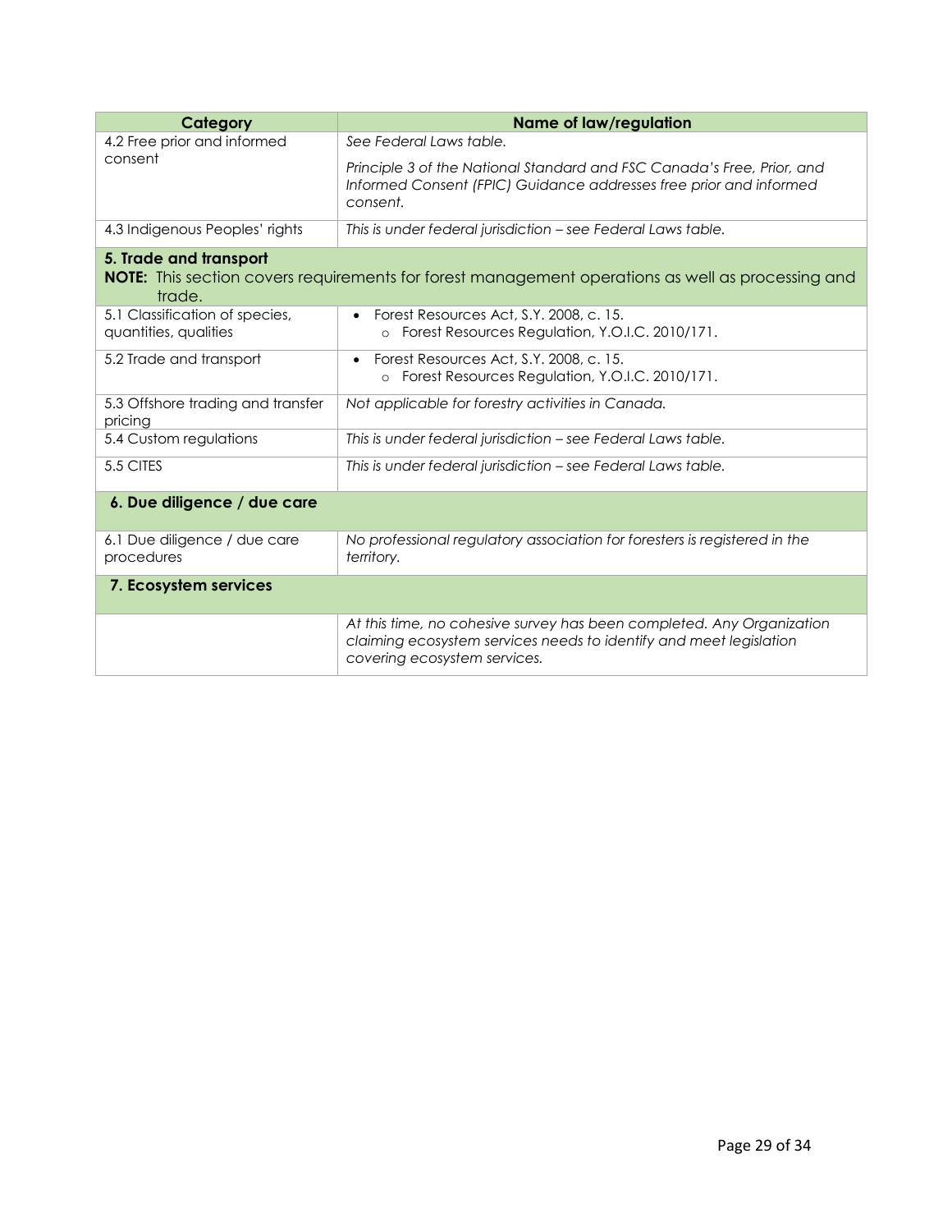| Category | Name of law/regulation |
| --- | --- |
| 4.2 Free prior and informed consent | *See Federal Laws table.*<br><br>*Principle 3 of the National Standard and FSC Canada's Free, Prior, and Informed Consent (FPIC) Guidance addresses free prior and informed consent.* |
| 4.3 Indigenous Peoples' rights | *This is under federal jurisdiction – see Federal Laws table.* |
| **5. Trade and transport**<br>**NOTE:** This section covers requirements for forest management operations as well as processing and trade. | |
| 5.1 Classification of species, quantities, qualities | • Forest Resources Act, S.Y. 2008, c. 15.<br>  ○ Forest Resources Regulation, Y.O.I.C. 2010/171. |
| 5.2 Trade and transport | • Forest Resources Act, S.Y. 2008, c. 15.<br>  ○ Forest Resources Regulation, Y.O.I.C. 2010/171. |
| 5.3 Offshore trading and transfer pricing | *Not applicable for forestry activities in Canada.* |
| 5.4 Custom regulations | *This is under federal jurisdiction – see Federal Laws table.* |
| 5.5 CITES | *This is under federal jurisdiction – see Federal Laws table.* |
| **6. Due diligence / due care** | |
| 6.1 Due diligence / due care procedures | *No professional regulatory association for foresters is registered in the territory.* |
| **7. Ecosystem services** | |
| | *At this time, no cohesive survey has been completed. Any Organization claiming ecosystem services needs to identify and meet legislation covering ecosystem services.* |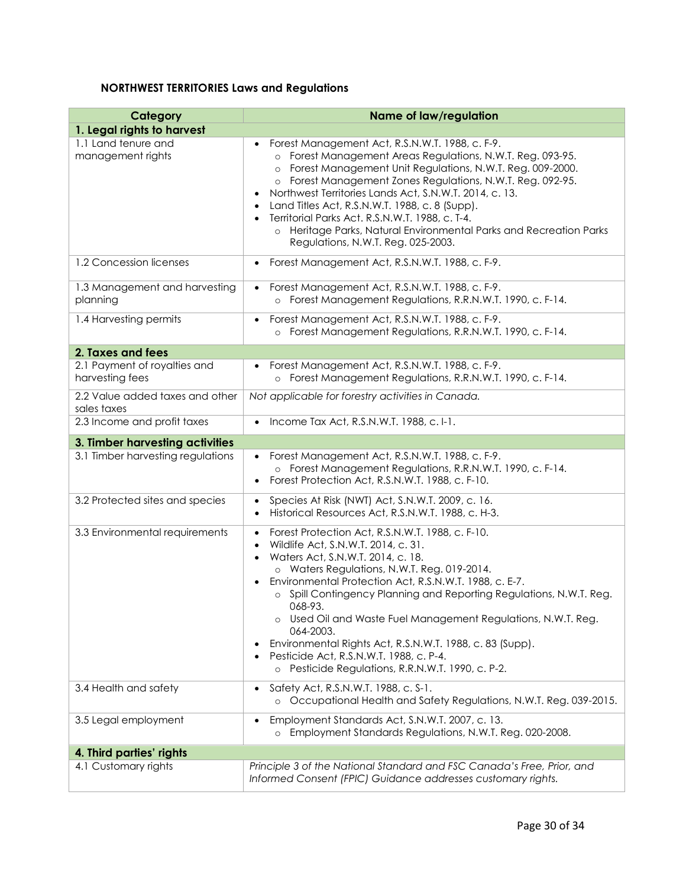### NORTHWEST TERRITORIES Laws and Regulations

| Category | Name of law/regulation |
|---|---|
| **1. Legal rights to harvest** | |
| 1.1 Land tenure and management rights | • Forest Management Act, R.S.N.W.T. 1988, c. F-9.<br>  ○ Forest Management Areas Regulations, N.W.T. Reg. 093-95.<br>  ○ Forest Management Unit Regulations, N.W.T. Reg. 009-2000.<br>  ○ Forest Management Zones Regulations, N.W.T. Reg. 092-95.<br>• Northwest Territories Lands Act, S.N.W.T. 2014, c. 13.<br>• Land Titles Act, R.S.N.W.T. 1988, c. 8 (Supp).<br>• Territorial Parks Act. R.S.N.W.T. 1988, c. T-4.<br>  ○ Heritage Parks, Natural Environmental Parks and Recreation Parks Regulations, N.W.T. Reg. 025-2003. |
| 1.2 Concession licenses | • Forest Management Act, R.S.N.W.T. 1988, c. F-9. |
| 1.3 Management and harvesting planning | • Forest Management Act, R.S.N.W.T. 1988, c. F-9.<br>  ○ Forest Management Regulations, R.R.N.W.T. 1990, c. F-14. |
| 1.4 Harvesting permits | • Forest Management Act, R.S.N.W.T. 1988, c. F-9.<br>  ○ Forest Management Regulations, R.R.N.W.T. 1990, c. F-14. |
| **2. Taxes and fees** | |
| 2.1 Payment of royalties and harvesting fees | • Forest Management Act, R.S.N.W.T. 1988, c. F-9.<br>  ○ Forest Management Regulations, R.R.N.W.T. 1990, c. F-14. |
| 2.2 Value added taxes and other sales taxes | *Not applicable for forestry activities in Canada.* |
| 2.3 Income and profit taxes | • Income Tax Act, R.S.N.W.T. 1988, c. I-1. |
| **3. Timber harvesting activities** | |
| 3.1 Timber harvesting regulations | • Forest Management Act, R.S.N.W.T. 1988, c. F-9.<br>  ○ Forest Management Regulations, R.R.N.W.T. 1990, c. F-14.<br>• Forest Protection Act, R.S.N.W.T. 1988, c. F-10. |
| 3.2 Protected sites and species | • Species At Risk (NWT) Act, S.N.W.T. 2009, c. 16.<br>• Historical Resources Act, R.S.N.W.T. 1988, c. H-3. |
| 3.3 Environmental requirements | • Forest Protection Act, R.S.N.W.T. 1988, c. F-10.<br>• Wildlife Act, S.N.W.T. 2014, c. 31.<br>• Waters Act, S.N.W.T. 2014, c. 18.<br>  ○ Waters Regulations, N.W.T. Reg. 019-2014.<br>• Environmental Protection Act, R.S.N.W.T. 1988, c. E-7.<br>  ○ Spill Contingency Planning and Reporting Regulations, N.W.T. Reg. 068-93.<br>  ○ Used Oil and Waste Fuel Management Regulations, N.W.T. Reg. 064-2003.<br>• Environmental Rights Act, R.S.N.W.T. 1988, c. 83 (Supp).<br>• Pesticide Act, R.S.N.W.T. 1988, c. P-4.<br>  ○ Pesticide Regulations, R.R.N.W.T. 1990, c. P-2. |
| 3.4 Health and safety | • Safety Act, R.S.N.W.T. 1988, c. S-1.<br>  ○ Occupational Health and Safety Regulations, N.W.T. Reg. 039-2015. |
| 3.5 Legal employment | • Employment Standards Act, S.N.W.T. 2007, c. 13.<br>  ○ Employment Standards Regulations, N.W.T. Reg. 020-2008. |
| **4. Third parties' rights** | |
| 4.1 Customary rights | *Principle 3 of the National Standard and FSC Canada's Free, Prior, and Informed Consent (FPIC) Guidance addresses customary rights.* |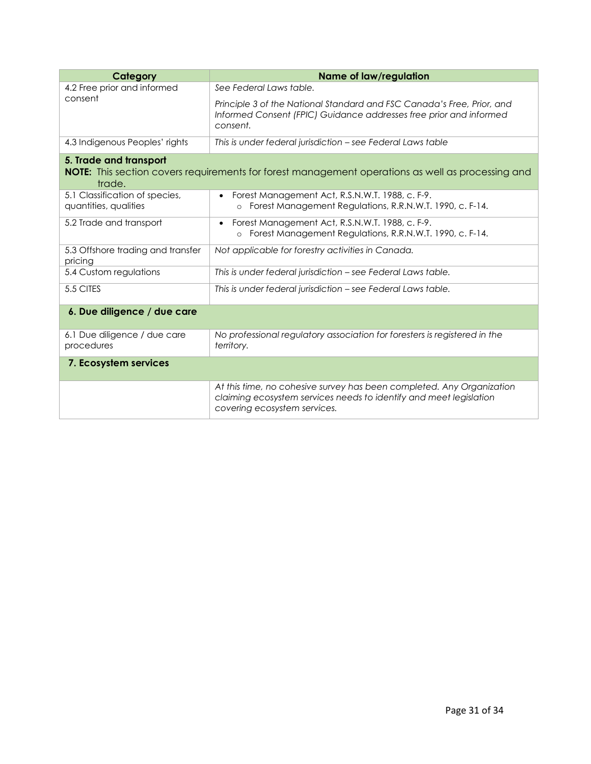| Category | Name of law/regulation |
|---|---|
| 4.2 Free prior and informed consent | *See Federal Laws table.*<br><br>*Principle 3 of the National Standard and FSC Canada's Free, Prior, and Informed Consent (FPIC) Guidance addresses free prior and informed consent.* |
| 4.3 Indigenous Peoples' rights | *This is under federal jurisdiction – see Federal Laws table* |
| **5. Trade and transport**<br>**NOTE:** This section covers requirements for forest management operations as well as processing and trade. | |
| 5.1 Classification of species, quantities, qualities | • Forest Management Act, R.S.N.W.T. 1988, c. F-9.<br>  ○ Forest Management Regulations, R.R.N.W.T. 1990, c. F-14. |
| 5.2 Trade and transport | • Forest Management Act, R.S.N.W.T. 1988, c. F-9.<br>  ○ Forest Management Regulations, R.R.N.W.T. 1990, c. F-14. |
| 5.3 Offshore trading and transfer pricing | *Not applicable for forestry activities in Canada.* |
| 5.4 Custom regulations | *This is under federal jurisdiction – see Federal Laws table.* |
| 5.5 CITES | *This is under federal jurisdiction – see Federal Laws table.* |
| **6. Due diligence / due care** | |
| 6.1 Due diligence / due care procedures | *No professional regulatory association for foresters is registered in the territory.* |
| **7. Ecosystem services** | |
| | *At this time, no cohesive survey has been completed. Any Organization claiming ecosystem services needs to identify and meet legislation covering ecosystem services.* |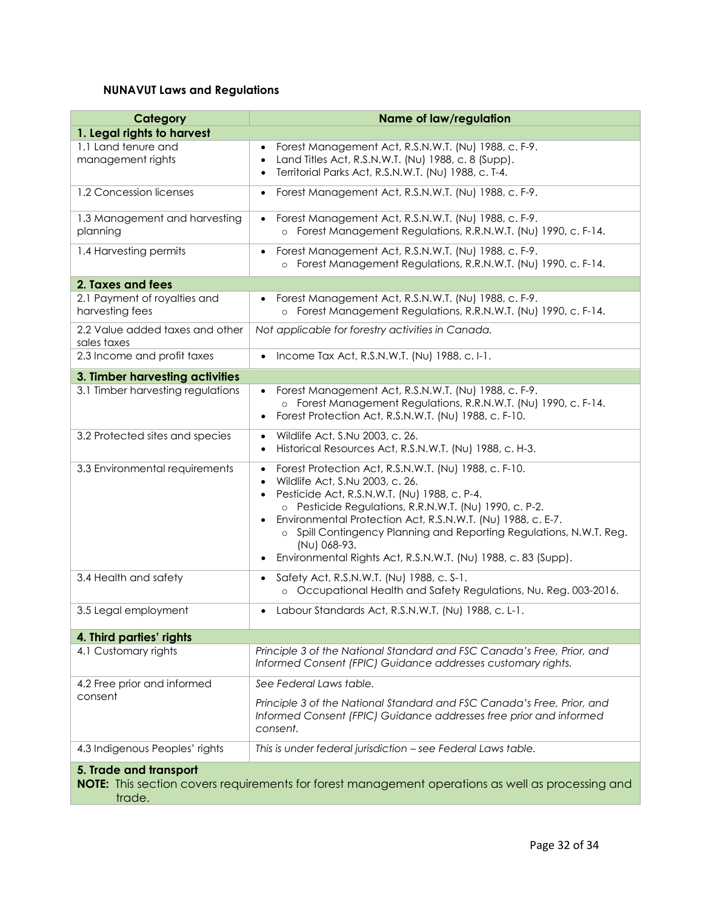### NUNAVUT Laws and Regulations

| Category | Name of law/regulation |
|---|---|
| **1. Legal rights to harvest** | |
| 1.1 Land tenure and management rights | • Forest Management Act, R.S.N.W.T. (Nu) 1988, c. F-9.<br>• Land Titles Act, R.S.N.W.T. (Nu) 1988, c. 8 (Supp).<br>• Territorial Parks Act, R.S.N.W.T. (Nu) 1988, c. T-4. |
| 1.2 Concession licenses | • Forest Management Act, R.S.N.W.T. (Nu) 1988, c. F-9. |
| 1.3 Management and harvesting planning | • Forest Management Act, R.S.N.W.T. (Nu) 1988, c. F-9.<br>  ○ Forest Management Regulations, R.R.N.W.T. (Nu) 1990, c. F-14. |
| 1.4 Harvesting permits | • Forest Management Act, R.S.N.W.T. (Nu) 1988, c. F-9.<br>  ○ Forest Management Regulations, R.R.N.W.T. (Nu) 1990, c. F-14. |
| **2. Taxes and fees** | |
| 2.1 Payment of royalties and harvesting fees | • Forest Management Act, R.S.N.W.T. (Nu) 1988, c. F-9.<br>  ○ Forest Management Regulations, R.R.N.W.T. (Nu) 1990, c. F-14. |
| 2.2 Value added taxes and other sales taxes | *Not applicable for forestry activities in Canada.* |
| 2.3 Income and profit taxes | • Income Tax Act, R.S.N.W.T. (Nu) 1988, c. I-1. |
| **3. Timber harvesting activities** | |
| 3.1 Timber harvesting regulations | • Forest Management Act, R.S.N.W.T. (Nu) 1988, c. F-9.<br>  ○ Forest Management Regulations, R.R.N.W.T. (Nu) 1990, c. F-14.<br>• Forest Protection Act, R.S.N.W.T. (Nu) 1988, c. F-10. |
| 3.2 Protected sites and species | • Wildlife Act, S.Nu 2003, c. 26.<br>• Historical Resources Act, R.S.N.W.T. (Nu) 1988, c. H-3. |
| 3.3 Environmental requirements | • Forest Protection Act, R.S.N.W.T. (Nu) 1988, c. F-10.<br>• Wildlife Act, S.Nu 2003, c. 26.<br>• Pesticide Act, R.S.N.W.T. (Nu) 1988, c. P-4.<br>  ○ Pesticide Regulations, R.R.N.W.T. (Nu) 1990, c. P-2.<br>• Environmental Protection Act, R.S.N.W.T. (Nu) 1988, c. E-7.<br>  ○ Spill Contingency Planning and Reporting Regulations, N.W.T. Reg. (Nu) 068-93.<br>• Environmental Rights Act, R.S.N.W.T. (Nu) 1988, c. 83 (Supp). |
| 3.4 Health and safety | • Safety Act, R.S.N.W.T. (Nu) 1988, c. S-1.<br>  ○ Occupational Health and Safety Regulations, Nu. Reg. 003-2016. |
| 3.5 Legal employment | • Labour Standards Act, R.S.N.W.T. (Nu) 1988, c. L-1. |
| **4. Third parties' rights** | |
| 4.1 Customary rights | *Principle 3 of the National Standard and FSC Canada's Free, Prior, and Informed Consent (FPIC) Guidance addresses customary rights.* |
| 4.2 Free prior and informed consent | *See Federal Laws table.*<br>*Principle 3 of the National Standard and FSC Canada's Free, Prior, and Informed Consent (FPIC) Guidance addresses free prior and informed consent.* |
| 4.3 Indigenous Peoples' rights | *This is under federal jurisdiction – see Federal Laws table.* |
| **5. Trade and transport**<br>**NOTE:** This section covers requirements for forest management operations as well as processing and trade. | |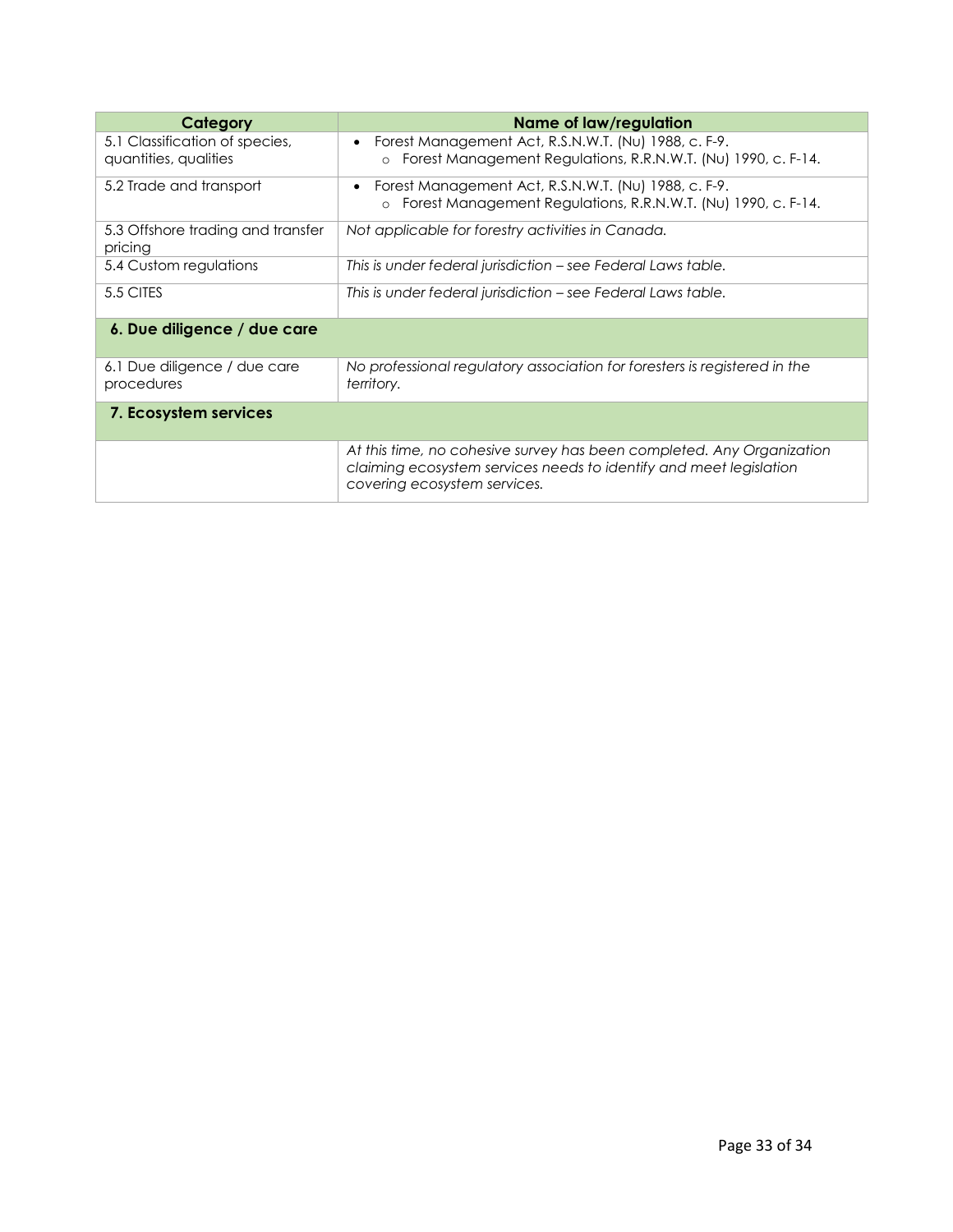| Category | Name of law/regulation |
| --- | --- |
| 5.1 Classification of species, quantities, qualities | • Forest Management Act, R.S.N.W.T. (Nu) 1988, c. F-9.<br>    ○ Forest Management Regulations, R.R.N.W.T. (Nu) 1990, c. F-14. |
| 5.2 Trade and transport | • Forest Management Act, R.S.N.W.T. (Nu) 1988, c. F-9.<br>    ○ Forest Management Regulations, R.R.N.W.T. (Nu) 1990, c. F-14. |
| 5.3 Offshore trading and transfer pricing | *Not applicable for forestry activities in Canada.* |
| 5.4 Custom regulations | *This is under federal jurisdiction – see Federal Laws table.* |
| 5.5 CITES | *This is under federal jurisdiction – see Federal Laws table.* |
| **6. Due diligence / due care** | |
| 6.1 Due diligence / due care procedures | *No professional regulatory association for foresters is registered in the territory.* |
| **7. Ecosystem services** | |
| | *At this time, no cohesive survey has been completed. Any Organization claiming ecosystem services needs to identify and meet legislation covering ecosystem services.* |